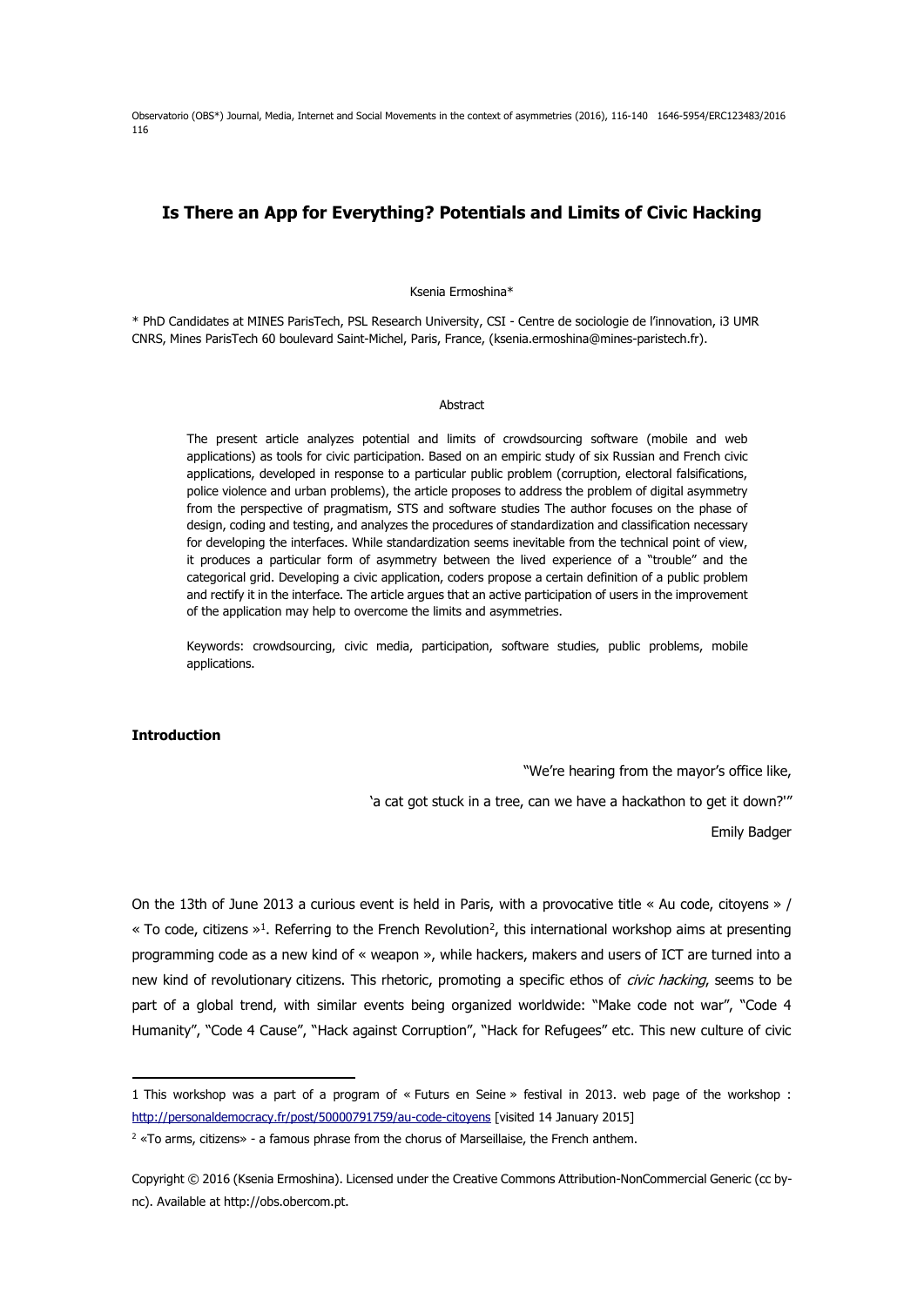# Is There an App for Everything? Potentials and Limits of Civic Hacking

Ksenia Ermoshina*

\* PhD Candidates at MINES ParisTech, PSL Research University, CSI - Centre de sociologie de l'innovation, i3 UMR CNRS, Mines ParisTech 60 boulevard Saint-Michel, Paris, France, (ksenia.ermoshina@mines-paristech.fr).

## Abstract

The present article analyzes potential and limits of crowdsourcing software (mobile and web applications) as tools for civic participation. Based on an empiric study of six Russian and French civic applications, developed in response to a particular public problem (corruption, electoral falsifications, police violence and urban problems), the article proposes to address the problem of digital asymmetry from the perspective of pragmatism, STS and software studies The author focuses on the phase of design, coding and testing, and analyzes the procedures of standardization and classification necessary for developing the interfaces. While standardization seems inevitable from the technical point of view, it produces a particular form of asymmetry between the lived experience of a "trouble" and the categorical grid. Developing a civic application, coders propose a certain definition of a public problem and rectify it in the interface. The article argues that an active participation of users in the improvement of the application may help to overcome the limits and asymmetries.

Keywords: crowdsourcing, civic media, participation, software studies, public problems, mobile applications.

## Introduction

"We're hearing from the mayor's office like,

'a cat got stuck in a tree, can we have a hackathon to get it down?'"

Emily Badger

On the 13th of June 2013 a curious event is held in Paris, with a provocative title « Au code, citoyens » / « To code, citizens »[1]. Referring to the French Revolution[2], this international workshop aims at presenting programming code as a new kind of « weapon », while hackers, makers and users of ICT are turned into a new kind of revolutionary citizens. This rhetoric, promoting a specific ethos of *civic hacking*, seems to be part of a global trend, with similar events being organized worldwide: "Make code not war", "Code 4 Humanity", "Code 4 Cause", "Hack against Corruption", "Hack for Refugees" etc. This new culture of civic

---

1 This workshop was a part of a program of « Futurs en Seine » festival in 2013. web page of the workshop : http://personaldemocracy.fr/post/50000791759/au-code-citoyens [visited 14 January 2015]

2 «To arms, citizens» - a famous phrase from the chorus of Marseillaise, the French anthem.

Copyright © 2016 (Ksenia Ermoshina). Licensed under the Creative Commons Attribution-NonCommercial Generic (cc by-nc). Available at http://obs.obercom.pt.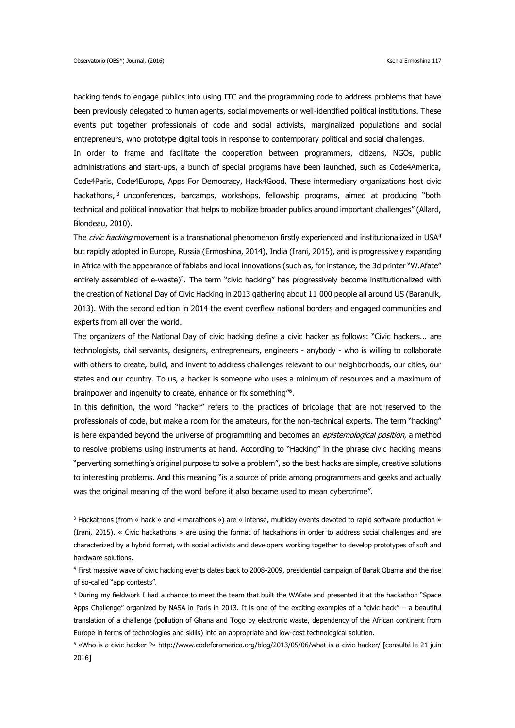hacking tends to engage publics into using ITC and the programming code to address problems that have been previously delegated to human agents, social movements or well-identified political institutions. These events put together professionals of code and social activists, marginalized populations and social entrepreneurs, who prototype digital tools in response to contemporary political and social challenges.

In order to frame and facilitate the cooperation between programmers, citizens, NGOs, public administrations and start-ups, a bunch of special programs have been launched, such as Code4America, Code4Paris, Code4Europe, Apps For Democracy, Hack4Good. These intermediary organizations host civic hackathons,[3] unconferences, barcamps, workshops, fellowship programs, aimed at producing "both technical and political innovation that helps to mobilize broader publics around important challenges" (Allard, Blondeau, 2010).

The *civic hacking* movement is a transnational phenomenon firstly experienced and institutionalized in USA[4] but rapidly adopted in Europe, Russia (Ermoshina, 2014), India (Irani, 2015), and is progressively expanding in Africa with the appearance of fablabs and local innovations (such as, for instance, the 3d printer "W.Afate" entirely assembled of e-waste)[5]. The term "civic hacking" has progressively become institutionalized with the creation of National Day of Civic Hacking in 2013 gathering about 11 000 people all around US (Baranuik, 2013). With the second edition in 2014 the event overflew national borders and engaged communities and experts from all over the world.

The organizers of the National Day of civic hacking define a civic hacker as follows: "Civic hackers... are technologists, civil servants, designers, entrepreneurs, engineers - anybody - who is willing to collaborate with others to create, build, and invent to address challenges relevant to our neighborhoods, our cities, our states and our country. To us, a hacker is someone who uses a minimum of resources and a maximum of brainpower and ingenuity to create, enhance or fix something"[6].

In this definition, the word "hacker" refers to the practices of bricolage that are not reserved to the professionals of code, but make a room for the amateurs, for the non-technical experts. The term "hacking" is here expanded beyond the universe of programming and becomes an *epistemological position*, a method to resolve problems using instruments at hand. According to "Hacking" in the phrase civic hacking means "perverting something's original purpose to solve a problem", so the best hacks are simple, creative solutions to interesting problems. And this meaning "is a source of pride among programmers and geeks and actually was the original meaning of the word before it also became used to mean cybercrime".

---

[3] Hackathons (from « hack » and « marathons ») are « intense, multiday events devoted to rapid software production » (Irani, 2015). « Civic hackathons » are using the format of hackathons in order to address social challenges and are characterized by a hybrid format, with social activists and developers working together to develop prototypes of soft and hardware solutions.

[4] First massive wave of civic hacking events dates back to 2008-2009, presidential campaign of Barak Obama and the rise of so-called "app contests".

[5] During my fieldwork I had a chance to meet the team that built the WAfate and presented it at the hackathon "Space Apps Challenge" organized by NASA in Paris in 2013. It is one of the exciting examples of a "civic hack" – a beautiful translation of a challenge (pollution of Ghana and Togo by electronic waste, dependency of the African continent from Europe in terms of technologies and skills) into an appropriate and low-cost technological solution.

[6] «Who is a civic hacker ?» http://www.codeforamerica.org/blog/2013/05/06/what-is-a-civic-hacker/ [consulté le 21 juin 2016]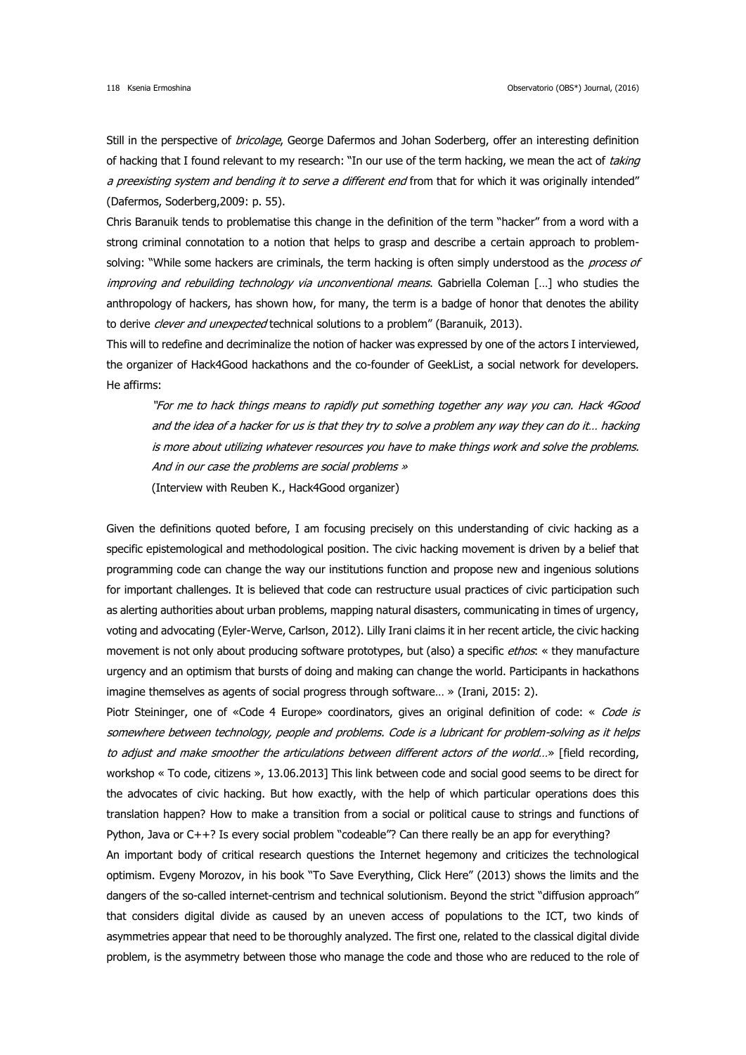Still in the perspective of *bricolage*, George Dafermos and Johan Soderberg, offer an interesting definition of hacking that I found relevant to my research: "In our use of the term hacking, we mean the act of *taking a preexisting system and bending it to serve a different end* from that for which it was originally intended" (Dafermos, Soderberg,2009: p. 55).

Chris Baranuik tends to problematise this change in the definition of the term "hacker" from a word with a strong criminal connotation to a notion that helps to grasp and describe a certain approach to problem-solving: "While some hackers are criminals, the term hacking is often simply understood as the *process of improving and rebuilding technology via unconventional means*. Gabriella Coleman […] who studies the anthropology of hackers, has shown how, for many, the term is a badge of honor that denotes the ability to derive *clever and unexpected* technical solutions to a problem" (Baranuik, 2013).

This will to redefine and decriminalize the notion of hacker was expressed by one of the actors I interviewed, the organizer of Hack4Good hackathons and the co-founder of GeekList, a social network for developers. He affirms:

> *"For me to hack things means to rapidly put something together any way you can. Hack 4Good and the idea of a hacker for us is that they try to solve a problem any way they can do it… hacking is more about utilizing whatever resources you have to make things work and solve the problems. And in our case the problems are social problems »*
>
> (Interview with Reuben K., Hack4Good organizer)

Given the definitions quoted before, I am focusing precisely on this understanding of civic hacking as a specific epistemological and methodological position. The civic hacking movement is driven by a belief that programming code can change the way our institutions function and propose new and ingenious solutions for important challenges. It is believed that code can restructure usual practices of civic participation such as alerting authorities about urban problems, mapping natural disasters, communicating in times of urgency, voting and advocating (Eyler-Werve, Carlson, 2012). Lilly Irani claims it in her recent article, the civic hacking movement is not only about producing software prototypes, but (also) a specific *ethos*: « they manufacture urgency and an optimism that bursts of doing and making can change the world. Participants in hackathons imagine themselves as agents of social progress through software… » (Irani, 2015: 2).

Piotr Steininger, one of «Code 4 Europe» coordinators, gives an original definition of code: « *Code is somewhere between technology, people and problems. Code is a lubricant for problem-solving as it helps to adjust and make smoother the articulations between different actors of the world…*» [field recording, workshop « To code, citizens », 13.06.2013] This link between code and social good seems to be direct for the advocates of civic hacking. But how exactly, with the help of which particular operations does this translation happen? How to make a transition from a social or political cause to strings and functions of Python, Java or C++? Is every social problem "codeable"? Can there really be an app for everything?

An important body of critical research questions the Internet hegemony and criticizes the technological optimism. Evgeny Morozov, in his book "To Save Everything, Click Here" (2013) shows the limits and the dangers of the so-called internet-centrism and technical solutionism. Beyond the strict "diffusion approach" that considers digital divide as caused by an uneven access of populations to the ICT, two kinds of asymmetries appear that need to be thoroughly analyzed. The first one, related to the classical digital divide problem, is the asymmetry between those who manage the code and those who are reduced to the role of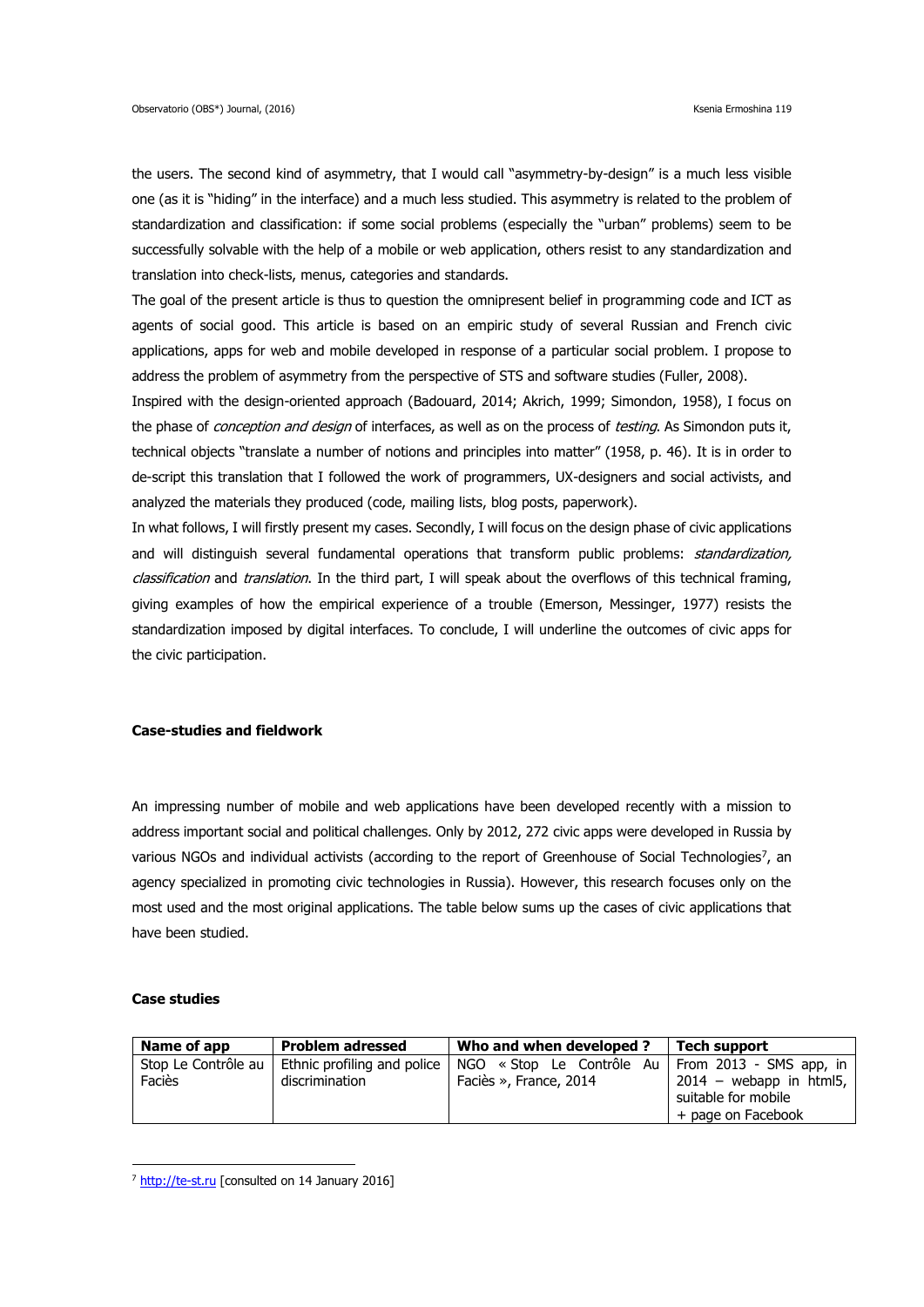the users. The second kind of asymmetry, that I would call "asymmetry-by-design" is a much less visible one (as it is "hiding" in the interface) and a much less studied. This asymmetry is related to the problem of standardization and classification: if some social problems (especially the "urban" problems) seem to be successfully solvable with the help of a mobile or web application, others resist to any standardization and translation into check-lists, menus, categories and standards.

The goal of the present article is thus to question the omnipresent belief in programming code and ICT as agents of social good. This article is based on an empiric study of several Russian and French civic applications, apps for web and mobile developed in response of a particular social problem. I propose to address the problem of asymmetry from the perspective of STS and software studies (Fuller, 2008).

Inspired with the design-oriented approach (Badouard, 2014; Akrich, 1999; Simondon, 1958), I focus on the phase of *conception and design* of interfaces, as well as on the process of *testing*. As Simondon puts it, technical objects "translate a number of notions and principles into matter" (1958, p. 46). It is in order to de-script this translation that I followed the work of programmers, UX-designers and social activists, and analyzed the materials they produced (code, mailing lists, blog posts, paperwork).

In what follows, I will firstly present my cases. Secondly, I will focus on the design phase of civic applications and will distinguish several fundamental operations that transform public problems: *standardization, classification* and *translation*. In the third part, I will speak about the overflows of this technical framing, giving examples of how the empirical experience of a trouble (Emerson, Messinger, 1977) resists the standardization imposed by digital interfaces. To conclude, I will underline the outcomes of civic apps for the civic participation.

## Case-studies and fieldwork

An impressing number of mobile and web applications have been developed recently with a mission to address important social and political challenges. Only by 2012, 272 civic apps were developed in Russia by various NGOs and individual activists (according to the report of Greenhouse of Social Technologies[7], an agency specialized in promoting civic technologies in Russia). However, this research focuses only on the most used and the most original applications. The table below sums up the cases of civic applications that have been studied.

### Case studies

| Name of app | Problem adressed | Who and when developed ? | Tech support |
|---|---|---|---|
| Stop Le Contrôle au Faciès | Ethnic profiling and police discrimination | NGO « Stop Le Contrôle Au Faciès », France, 2014 | From 2013 - SMS app, in 2014 – webapp in html5, suitable for mobile + page on Facebook |

[7] http://te-st.ru [consulted on 14 January 2016]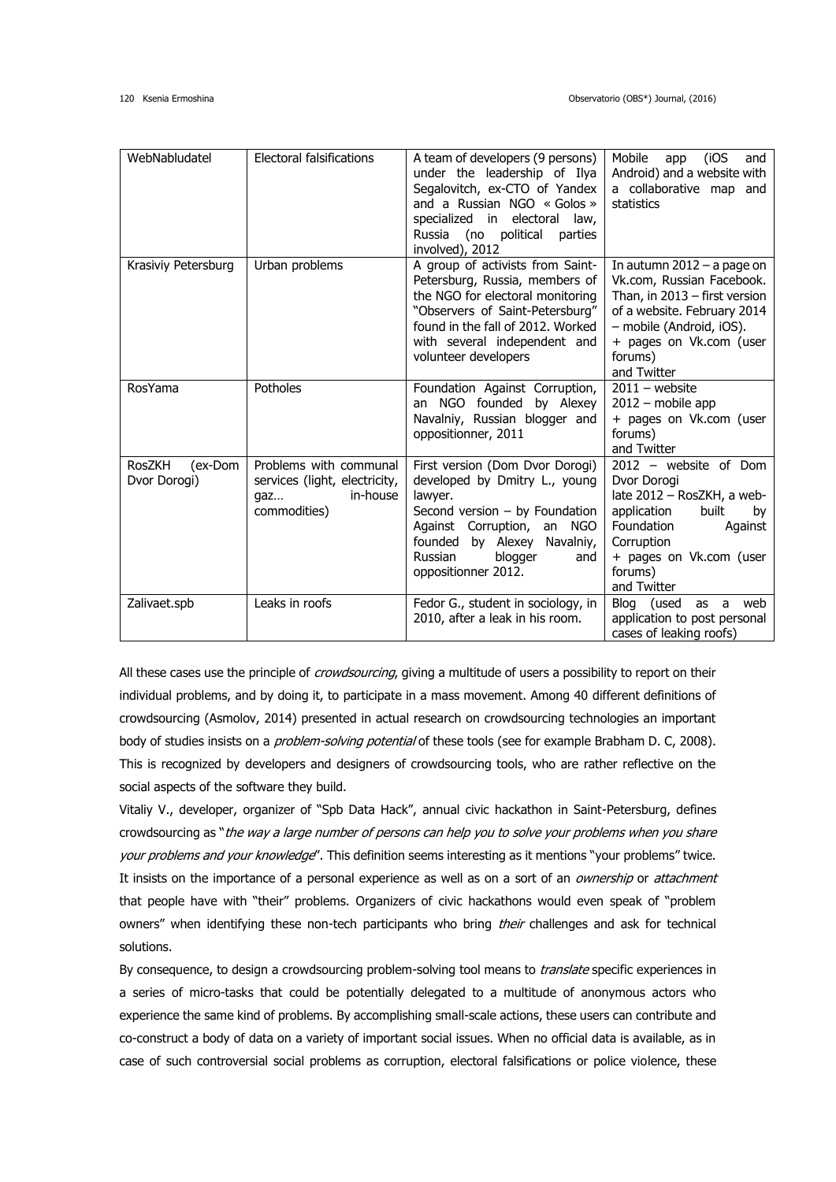| | | | |
|---|---|---|---|
| WebNabludatel | Electoral falsifications | A team of developers (9 persons) under the leadership of Ilya Segalovitch, ex-CTO of Yandex and a Russian NGO « Golos » specialized in electoral law, Russia (no political parties involved), 2012 | Mobile app (iOS and Android) and a website with a collaborative map and statistics |
| Krasiviy Petersburg | Urban problems | A group of activists from Saint-Petersburg, Russia, members of the NGO for electoral monitoring "Observers of Saint-Petersburg" found in the fall of 2012. Worked with several independent and volunteer developers | In autumn 2012 – a page on Vk.com, Russian Facebook. Than, in 2013 – first version of a website. February 2014 – mobile (Android, iOS). + pages on Vk.com (user forums) and Twitter |
| RosYama | Potholes | Foundation Against Corruption, an NGO founded by Alexey Navalniy, Russian blogger and oppositionner, 2011 | 2011 – website<br>2012 – mobile app<br>+ pages on Vk.com (user forums) and Twitter |
| RosZKH (ex-Dom Dvor Dorogi) | Problems with communal services (light, electricity, gaz… in-house commodities) | First version (Dom Dvor Dorogi) developed by Dmitry L., young lawyer.<br>Second version – by Foundation Against Corruption, an NGO founded by Alexey Navalniy, Russian blogger and oppositionner 2012. | 2012 – website of Dom Dvor Dorogi<br>late 2012 – RosZKH, a web-application built by Foundation Against Corruption<br>+ pages on Vk.com (user forums) and Twitter |
| Zalivaet.spb | Leaks in roofs | Fedor G., student in sociology, in 2010, after a leak in his room. | Blog (used as a web application to post personal cases of leaking roofs) |

All these cases use the principle of *crowdsourcing*, giving a multitude of users a possibility to report on their individual problems, and by doing it, to participate in a mass movement. Among 40 different definitions of crowdsourcing (Asmolov, 2014) presented in actual research on crowdsourcing technologies an important body of studies insists on a *problem-solving potential* of these tools (see for example Brabham D. C, 2008). This is recognized by developers and designers of crowdsourcing tools, who are rather reflective on the social aspects of the software they build.

Vitaliy V., developer, organizer of "Spb Data Hack", annual civic hackathon in Saint-Petersburg, defines crowdsourcing as "*the way a large number of persons can help you to solve your problems when you share your problems and your knowledge*". This definition seems interesting as it mentions "your problems" twice. It insists on the importance of a personal experience as well as on a sort of an *ownership* or *attachment* that people have with "their" problems. Organizers of civic hackathons would even speak of "problem owners" when identifying these non-tech participants who bring *their* challenges and ask for technical solutions.

By consequence, to design a crowdsourcing problem-solving tool means to *translate* specific experiences in a series of micro-tasks that could be potentially delegated to a multitude of anonymous actors who experience the same kind of problems. By accomplishing small-scale actions, these users can contribute and co-construct a body of data on a variety of important social issues. When no official data is available, as in case of such controversial social problems as corruption, electoral falsifications or police violence, these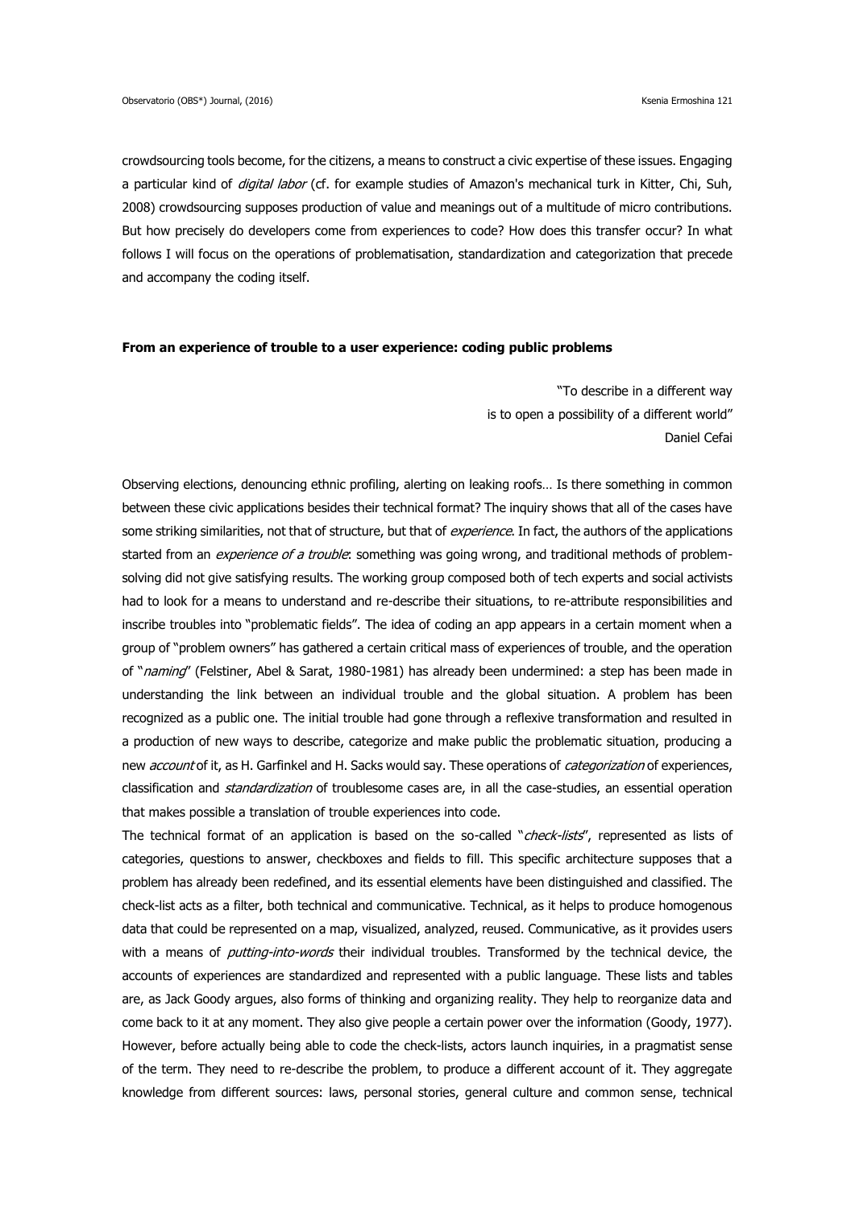crowdsourcing tools become, for the citizens, a means to construct a civic expertise of these issues. Engaging a particular kind of *digital labor* (cf. for example studies of Amazon's mechanical turk in Kitter, Chi, Suh, 2008) crowdsourcing supposes production of value and meanings out of a multitude of micro contributions. But how precisely do developers come from experiences to code? How does this transfer occur? In what follows I will focus on the operations of problematisation, standardization and categorization that precede and accompany the coding itself.

## From an experience of trouble to a user experience: coding public problems

> "To describe in a different way
> is to open a possibility of a different world"
> Daniel Cefai

Observing elections, denouncing ethnic profiling, alerting on leaking roofs… Is there something in common between these civic applications besides their technical format? The inquiry shows that all of the cases have some striking similarities, not that of structure, but that of *experience*. In fact, the authors of the applications started from an *experience of a trouble*: something was going wrong, and traditional methods of problem-solving did not give satisfying results. The working group composed both of tech experts and social activists had to look for a means to understand and re-describe their situations, to re-attribute responsibilities and inscribe troubles into "problematic fields". The idea of coding an app appears in a certain moment when a group of "problem owners" has gathered a certain critical mass of experiences of trouble, and the operation of "*naming*" (Felstiner, Abel & Sarat, 1980-1981) has already been undermined: a step has been made in understanding the link between an individual trouble and the global situation. A problem has been recognized as a public one. The initial trouble had gone through a reflexive transformation and resulted in a production of new ways to describe, categorize and make public the problematic situation, producing a new *account* of it, as H. Garfinkel and H. Sacks would say. These operations of *categorization* of experiences, classification and *standardization* of troublesome cases are, in all the case-studies, an essential operation that makes possible a translation of trouble experiences into code.

The technical format of an application is based on the so-called "*check-lists*", represented as lists of categories, questions to answer, checkboxes and fields to fill. This specific architecture supposes that a problem has already been redefined, and its essential elements have been distinguished and classified. The check-list acts as a filter, both technical and communicative. Technical, as it helps to produce homogenous data that could be represented on a map, visualized, analyzed, reused. Communicative, as it provides users with a means of *putting-into-words* their individual troubles. Transformed by the technical device, the accounts of experiences are standardized and represented with a public language. These lists and tables are, as Jack Goody argues, also forms of thinking and organizing reality. They help to reorganize data and come back to it at any moment. They also give people a certain power over the information (Goody, 1977). However, before actually being able to code the check-lists, actors launch inquiries, in a pragmatist sense of the term. They need to re-describe the problem, to produce a different account of it. They aggregate knowledge from different sources: laws, personal stories, general culture and common sense, technical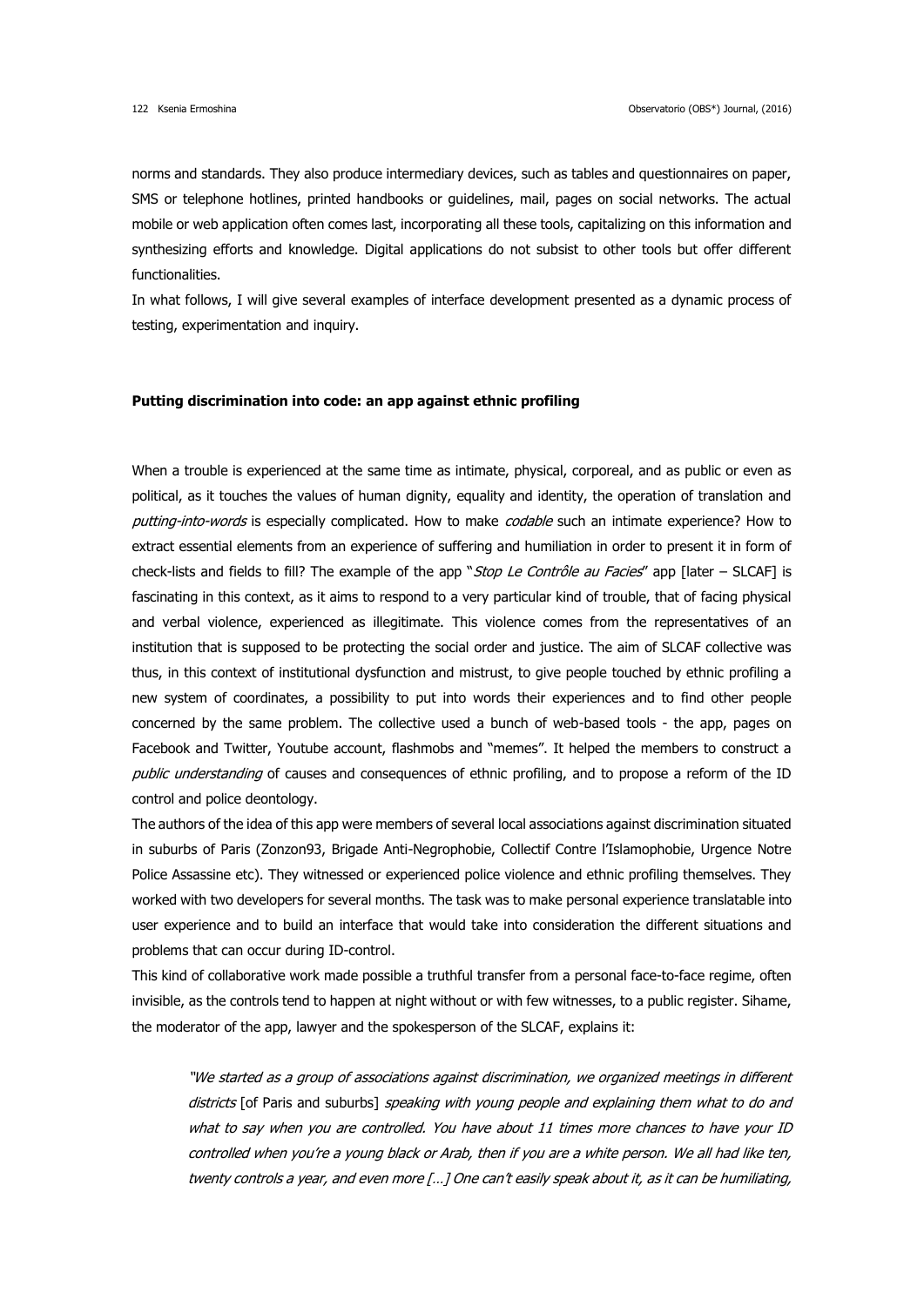norms and standards. They also produce intermediary devices, such as tables and questionnaires on paper, SMS or telephone hotlines, printed handbooks or guidelines, mail, pages on social networks. The actual mobile or web application often comes last, incorporating all these tools, capitalizing on this information and synthesizing efforts and knowledge. Digital applications do not subsist to other tools but offer different functionalities.

In what follows, I will give several examples of interface development presented as a dynamic process of testing, experimentation and inquiry.

**Putting discrimination into code: an app against ethnic profiling**

When a trouble is experienced at the same time as intimate, physical, corporeal, and as public or even as political, as it touches the values of human dignity, equality and identity, the operation of translation and *putting-into-words* is especially complicated. How to make *codable* such an intimate experience? How to extract essential elements from an experience of suffering and humiliation in order to present it in form of check-lists and fields to fill? The example of the app "*Stop Le Contrôle au Facies*" app [later – SLCAF] is fascinating in this context, as it aims to respond to a very particular kind of trouble, that of facing physical and verbal violence, experienced as illegitimate. This violence comes from the representatives of an institution that is supposed to be protecting the social order and justice. The aim of SLCAF collective was thus, in this context of institutional dysfunction and mistrust, to give people touched by ethnic profiling a new system of coordinates, a possibility to put into words their experiences and to find other people concerned by the same problem. The collective used a bunch of web-based tools - the app, pages on Facebook and Twitter, Youtube account, flashmobs and "memes". It helped the members to construct a *public understanding* of causes and consequences of ethnic profiling, and to propose a reform of the ID control and police deontology.

The authors of the idea of this app were members of several local associations against discrimination situated in suburbs of Paris (Zonzon93, Brigade Anti-Negrophobie, Collectif Contre l'Islamophobie, Urgence Notre Police Assassine etc). They witnessed or experienced police violence and ethnic profiling themselves. They worked with two developers for several months. The task was to make personal experience translatable into user experience and to build an interface that would take into consideration the different situations and problems that can occur during ID-control.

This kind of collaborative work made possible a truthful transfer from a personal face-to-face regime, often invisible, as the controls tend to happen at night without or with few witnesses, to a public register. Sihame, the moderator of the app, lawyer and the spokesperson of the SLCAF, explains it:

> *"We started as a group of associations against discrimination, we organized meetings in different districts* [of Paris and suburbs] *speaking with young people and explaining them what to do and what to say when you are controlled. You have about 11 times more chances to have your ID controlled when you're a young black or Arab, then if you are a white person. We all had like ten, twenty controls a year, and even more […] One can't easily speak about it, as it can be humiliating,*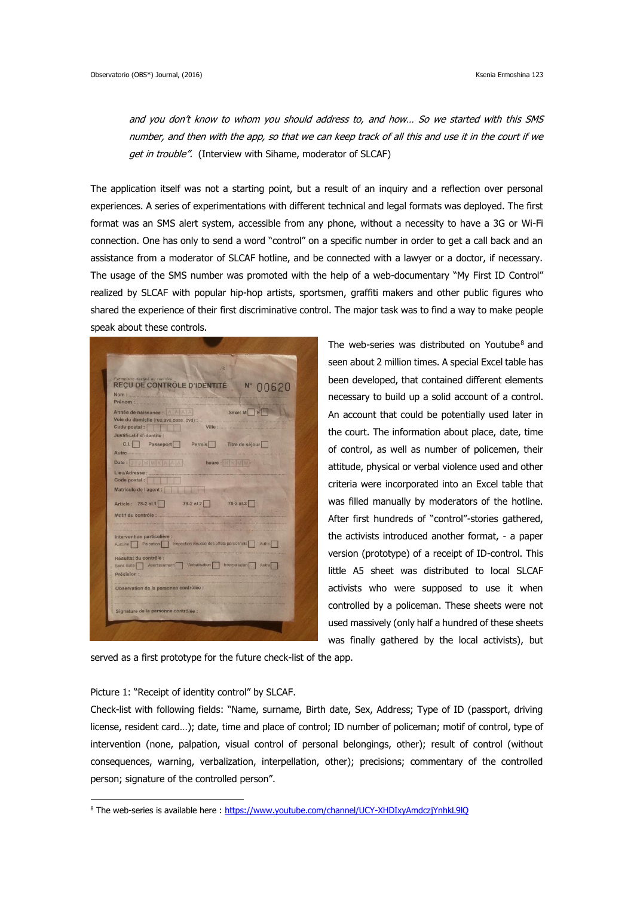*and you don't know to whom you should address to, and how… So we started with this SMS number, and then with the app, so that we can keep track of all this and use it in the court if we get in trouble".* (Interview with Sihame, moderator of SLCAF)

The application itself was not a starting point, but a result of an inquiry and a reflection over personal experiences. A series of experimentations with different technical and legal formats was deployed. The first format was an SMS alert system, accessible from any phone, without a necessity to have a 3G or Wi-Fi connection. One has only to send a word "control" on a specific number in order to get a call back and an assistance from a moderator of SLCAF hotline, and be connected with a lawyer or a doctor, if necessary. The usage of the SMS number was promoted with the help of a web-documentary "My First ID Control" realized by SLCAF with popular hip-hop artists, sportsmen, graffiti makers and other public figures who shared the experience of their first discriminative control. The major task was to find a way to make people speak about these controls.

The web-series was distributed on Youtube[8] and seen about 2 million times. A special Excel table has been developed, that contained different elements necessary to build up a solid account of a control. An account that could be potentially used later in the court. The information about place, date, time of control, as well as number of policemen, their attitude, physical or verbal violence used and other criteria were incorporated into an Excel table that was filled manually by moderators of the hotline. After first hundreds of "control"-stories gathered, the activists introduced another format, - a paper version (prototype) of a receipt of ID-control. This little A5 sheet was distributed to local SLCAF activists who were supposed to use it when controlled by a policeman. These sheets were not used massively (only half a hundred of these sheets was finally gathered by the local activists), but served as a first prototype for the future check-list of the app.

Picture 1: "Receipt of identity control" by SLCAF.

Check-list with following fields: "Name, surname, Birth date, Sex, Address; Type of ID (passport, driving license, resident card…); date, time and place of control; ID number of policeman; motif of control, type of intervention (none, palpation, visual control of personal belongings, other); result of control (without consequences, warning, verbalization, interpellation, other); precisions; commentary of the controlled person; signature of the controlled person".

[8] The web-series is available here : https://www.youtube.com/channel/UCY-XHDIxyAmdczjYnhkL9lQ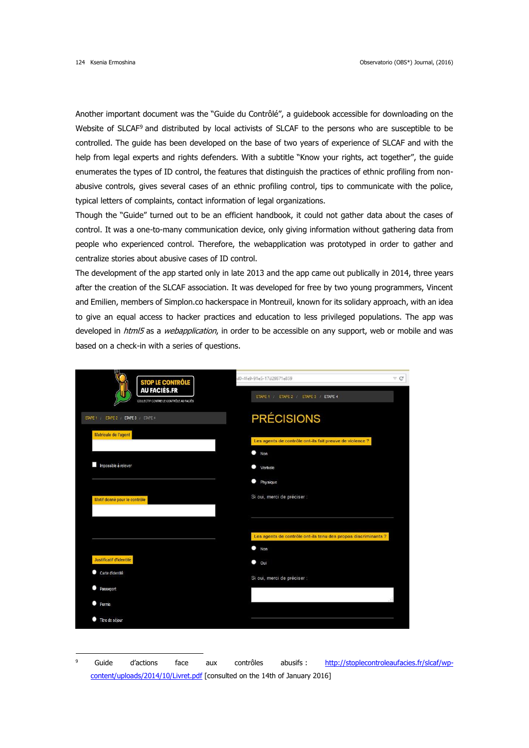Another important document was the "Guide du Contrôlé", a guidebook accessible for downloading on the Website of SLCAF[9] and distributed by local activists of SLCAF to the persons who are susceptible to be controlled. The guide has been developed on the base of two years of experience of SLCAF and with the help from legal experts and rights defenders. With a subtitle "Know your rights, act together", the guide enumerates the types of ID control, the features that distinguish the practices of ethnic profiling from non-abusive controls, gives several cases of an ethnic profiling control, tips to communicate with the police, typical letters of complaints, contact information of legal organizations.

Though the "Guide" turned out to be an efficient handbook, it could not gather data about the cases of control. It was a one-to-many communication device, only giving information without gathering data from people who experienced control. Therefore, the webapplication was prototyped in order to gather and centralize stories about abusive cases of ID control.

The development of the app started only in late 2013 and the app came out publically in 2014, three years after the creation of the SLCAF association. It was developed for free by two young programmers, Vincent and Emilien, members of Simplon.co hackerspace in Montreuil, known for its solidary approach, with an idea to give an equal access to hacker practices and education to less privileged populations. The app was developed in *html5* as a *webapplication*, in order to be accessible on any support, web or mobile and was based on a check-in with a series of questions.

[9] Guide d'actions face aux contrôles abusifs : http://stoplecontroleaufacies.fr/slcaf/wp-content/uploads/2014/10/Livret.pdf [consulted on the 14th of January 2016]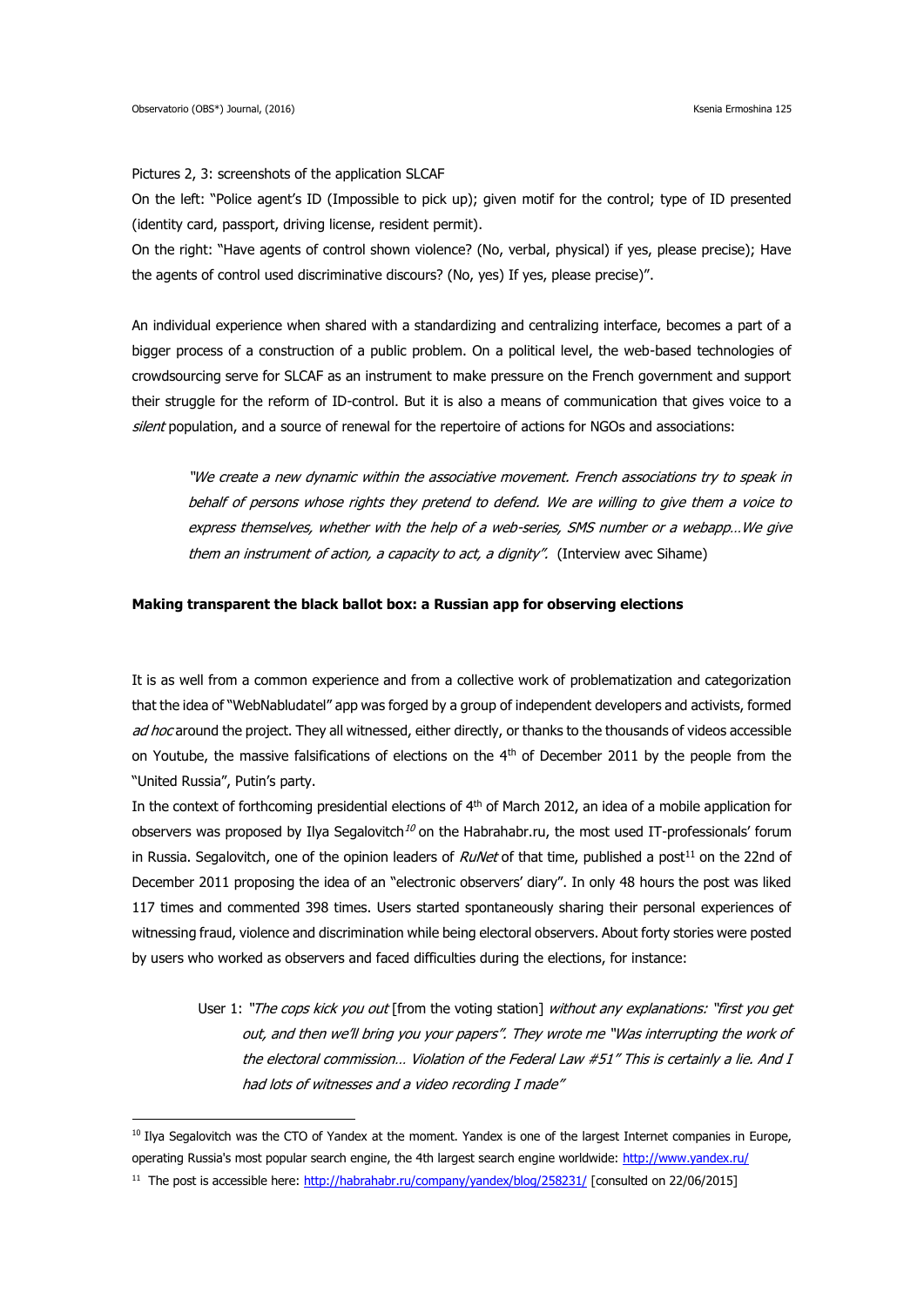Pictures 2, 3: screenshots of the application SLCAF

On the left: "Police agent's ID (Impossible to pick up); given motif for the control; type of ID presented (identity card, passport, driving license, resident permit).

On the right: "Have agents of control shown violence? (No, verbal, physical) if yes, please precise); Have the agents of control used discriminative discours? (No, yes) If yes, please precise)".

An individual experience when shared with a standardizing and centralizing interface, becomes a part of a bigger process of a construction of a public problem. On a political level, the web-based technologies of crowdsourcing serve for SLCAF as an instrument to make pressure on the French government and support their struggle for the reform of ID-control. But it is also a means of communication that gives voice to a *silent* population, and a source of renewal for the repertoire of actions for NGOs and associations:

> *"We create a new dynamic within the associative movement. French associations try to speak in behalf of persons whose rights they pretend to defend. We are willing to give them a voice to express themselves, whether with the help of a web-series, SMS number or a webapp…We give them an instrument of action, a capacity to act, a dignity".* (Interview avec Sihame)

**Making transparent the black ballot box: a Russian app for observing elections**

It is as well from a common experience and from a collective work of problematization and categorization that the idea of "WebNabludatel" app was forged by a group of independent developers and activists, formed *ad hoc* around the project. They all witnessed, either directly, or thanks to the thousands of videos accessible on Youtube, the massive falsifications of elections on the 4th of December 2011 by the people from the "United Russia", Putin's party.

In the context of forthcoming presidential elections of 4th of March 2012, an idea of a mobile application for observers was proposed by Ilya Segalovitch[10] on the Habrahabr.ru, the most used IT-professionals' forum in Russia. Segalovitch, one of the opinion leaders of *RuNet* of that time, published a post[11] on the 22nd of December 2011 proposing the idea of an "electronic observers' diary". In only 48 hours the post was liked 117 times and commented 398 times. Users started spontaneously sharing their personal experiences of witnessing fraud, violence and discrimination while being electoral observers. About forty stories were posted by users who worked as observers and faced difficulties during the elections, for instance:

> User 1: *"The cops kick you out* [from the voting station] *without any explanations: "first you get out, and then we'll bring you your papers". They wrote me "Was interrupting the work of the electoral commission… Violation of the Federal Law #51" This is certainly a lie. And I had lots of witnesses and a video recording I made"*

---

[10] Ilya Segalovitch was the CTO of Yandex at the moment. Yandex is one of the largest Internet companies in Europe, operating Russia's most popular search engine, the 4th largest search engine worldwide: http://www.yandex.ru/

[11] The post is accessible here: http://habrahabr.ru/company/yandex/blog/258231/ [consulted on 22/06/2015]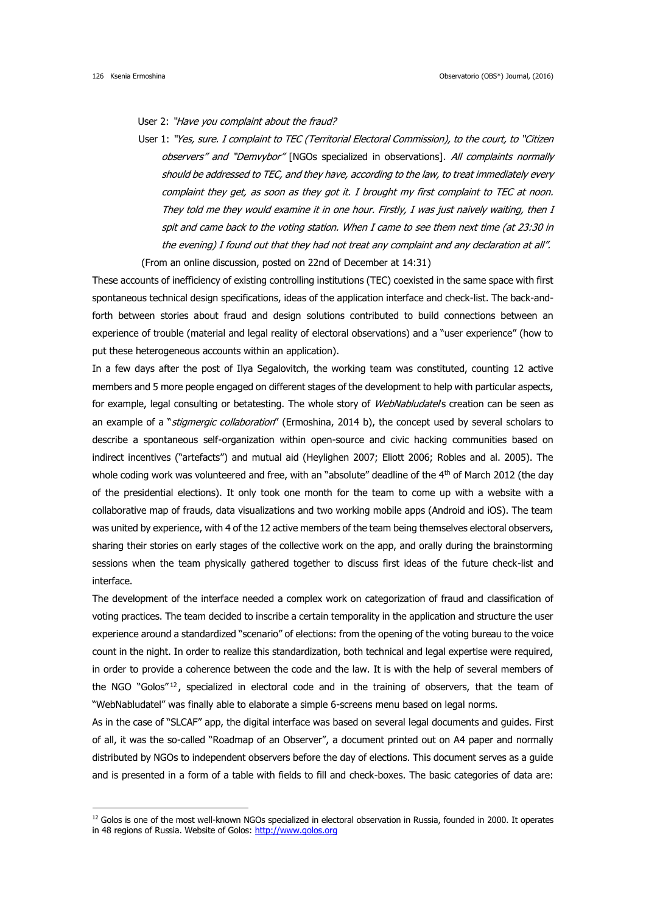User 2: *"Have you complaint about the fraud?*

User 1: *"Yes, sure. I complaint to TEC (Territorial Electoral Commission), to the court, to "Citizen observers" and "Demvybor"* [NGOs specialized in observations]. *All complaints normally should be addressed to TEC, and they have, according to the law, to treat immediately every complaint they get, as soon as they got it. I brought my first complaint to TEC at noon. They told me they would examine it in one hour. Firstly, I was just naively waiting, then I spit and came back to the voting station. When I came to see them next time (at 23:30 in the evening) I found out that they had not treat any complaint and any declaration at all".*

(From an online discussion, posted on 22nd of December at 14:31)

These accounts of inefficiency of existing controlling institutions (TEC) coexisted in the same space with first spontaneous technical design specifications, ideas of the application interface and check-list. The back-and-forth between stories about fraud and design solutions contributed to build connections between an experience of trouble (material and legal reality of electoral observations) and a "user experience" (how to put these heterogeneous accounts within an application).

In a few days after the post of Ilya Segalovitch, the working team was constituted, counting 12 active members and 5 more people engaged on different stages of the development to help with particular aspects, for example, legal consulting or betatesting. The whole story of *WebNabludatel's* creation can be seen as an example of a "*stigmergic collaboration*" (Ermoshina, 2014 b), the concept used by several scholars to describe a spontaneous self-organization within open-source and civic hacking communities based on indirect incentives ("artefacts") and mutual aid (Heylighen 2007; Eliott 2006; Robles and al. 2005). The whole coding work was volunteered and free, with an "absolute" deadline of the 4th of March 2012 (the day of the presidential elections). It only took one month for the team to come up with a website with a collaborative map of frauds, data visualizations and two working mobile apps (Android and iOS). The team was united by experience, with 4 of the 12 active members of the team being themselves electoral observers, sharing their stories on early stages of the collective work on the app, and orally during the brainstorming sessions when the team physically gathered together to discuss first ideas of the future check-list and interface.

The development of the interface needed a complex work on categorization of fraud and classification of voting practices. The team decided to inscribe a certain temporality in the application and structure the user experience around a standardized "scenario" of elections: from the opening of the voting bureau to the voice count in the night. In order to realize this standardization, both technical and legal expertise were required, in order to provide a coherence between the code and the law. It is with the help of several members of the NGO "Golos"[12], specialized in electoral code and in the training of observers, that the team of "WebNabludatel" was finally able to elaborate a simple 6-screens menu based on legal norms.

As in the case of "SLCAF" app, the digital interface was based on several legal documents and guides. First of all, it was the so-called "Roadmap of an Observer", a document printed out on A4 paper and normally distributed by NGOs to independent observers before the day of elections. This document serves as a guide and is presented in a form of a table with fields to fill and check-boxes. The basic categories of data are:

[12] Golos is one of the most well-known NGOs specialized in electoral observation in Russia, founded in 2000. It operates in 48 regions of Russia. Website of Golos: http://www.golos.org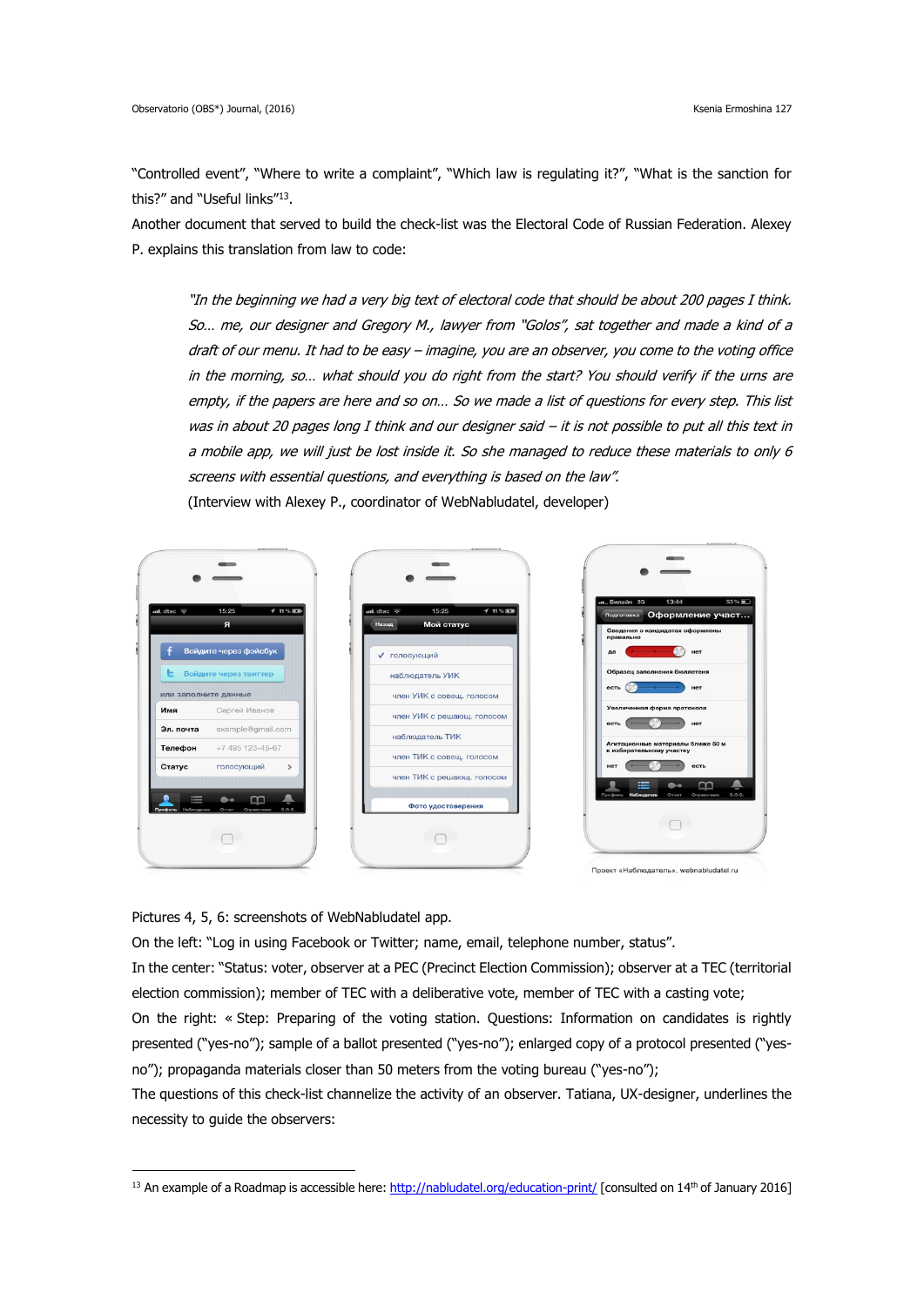"Controlled event", "Where to write a complaint", "Which law is regulating it?", "What is the sanction for this?" and "Useful links"[13].

Another document that served to build the check-list was the Electoral Code of Russian Federation. Alexey P. explains this translation from law to code:

> *"In the beginning we had a very big text of electoral code that should be about 200 pages I think. So… me, our designer and Gregory M., lawyer from "Golos", sat together and made a kind of a draft of our menu. It had to be easy – imagine, you are an observer, you come to the voting office in the morning, so… what should you do right from the start? You should verify if the urns are empty, if the papers are here and so on… So we made a list of questions for every step. This list was in about 20 pages long I think and our designer said – it is not possible to put all this text in a mobile app, we will just be lost inside it. So she managed to reduce these materials to only 6 screens with essential questions, and everything is based on the law".*
>
> (Interview with Alexey P., coordinator of WebNabludatel, developer)

Pictures 4, 5, 6: screenshots of WebNabludatel app.

On the left: "Log in using Facebook or Twitter; name, email, telephone number, status".

In the center: "Status: voter, observer at a PEC (Precinct Election Commission); observer at a TEC (territorial election commission); member of TEC with a deliberative vote, member of TEC with a casting vote;

On the right: « Step: Preparing of the voting station. Questions: Information on candidates is rightly presented ("yes-no"); sample of a ballot presented ("yes-no"); enlarged copy of a protocol presented ("yes-no"); propaganda materials closer than 50 meters from the voting bureau ("yes-no");

The questions of this check-list channelize the activity of an observer. Tatiana, UX-designer, underlines the necessity to guide the observers:

---

[13] An example of a Roadmap is accessible here: http://nabludatel.org/education-print/ [consulted on 14th of January 2016]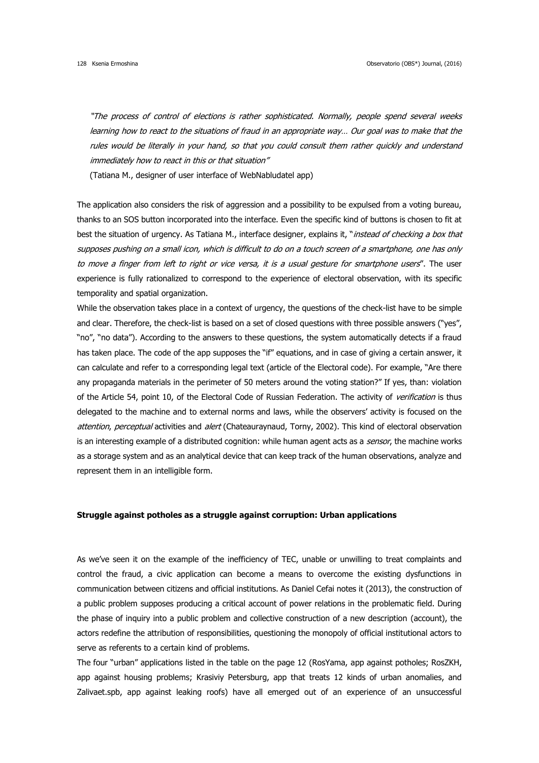*"The process of control of elections is rather sophisticated. Normally, people spend several weeks learning how to react to the situations of fraud in an appropriate way… Our goal was to make that the rules would be literally in your hand, so that you could consult them rather quickly and understand immediately how to react in this or that situation"*

(Tatiana M., designer of user interface of WebNabludatel app)

The application also considers the risk of aggression and a possibility to be expulsed from a voting bureau, thanks to an SOS button incorporated into the interface. Even the specific kind of buttons is chosen to fit at best the situation of urgency. As Tatiana M., interface designer, explains it, "*instead of checking a box that supposes pushing on a small icon, which is difficult to do on a touch screen of a smartphone, one has only to move a finger from left to right or vice versa, it is a usual gesture for smartphone users*". The user experience is fully rationalized to correspond to the experience of electoral observation, with its specific temporality and spatial organization.

While the observation takes place in a context of urgency, the questions of the check-list have to be simple and clear. Therefore, the check-list is based on a set of closed questions with three possible answers ("yes", "no", "no data"). According to the answers to these questions, the system automatically detects if a fraud has taken place. The code of the app supposes the "if" equations, and in case of giving a certain answer, it can calculate and refer to a corresponding legal text (article of the Electoral code). For example, "Are there any propaganda materials in the perimeter of 50 meters around the voting station?" If yes, than: violation of the Article 54, point 10, of the Electoral Code of Russian Federation. The activity of *verification* is thus delegated to the machine and to external norms and laws, while the observers' activity is focused on the *attention*, *perceptual* activities and *alert* (Chateauraynaud, Torny, 2002). This kind of electoral observation is an interesting example of a distributed cognition: while human agent acts as a *sensor*, the machine works as a storage system and as an analytical device that can keep track of the human observations, analyze and represent them in an intelligible form.

## Struggle against potholes as a struggle against corruption: Urban applications

As we've seen it on the example of the inefficiency of TEC, unable or unwilling to treat complaints and control the fraud, a civic application can become a means to overcome the existing dysfunctions in communication between citizens and official institutions. As Daniel Cefai notes it (2013), the construction of a public problem supposes producing a critical account of power relations in the problematic field. During the phase of inquiry into a public problem and collective construction of a new description (account), the actors redefine the attribution of responsibilities, questioning the monopoly of official institutional actors to serve as referents to a certain kind of problems.

The four "urban" applications listed in the table on the page 12 (RosYama, app against potholes; RosZKH, app against housing problems; Krasiviy Petersburg, app that treats 12 kinds of urban anomalies, and Zalivaet.spb, app against leaking roofs) have all emerged out of an experience of an unsuccessful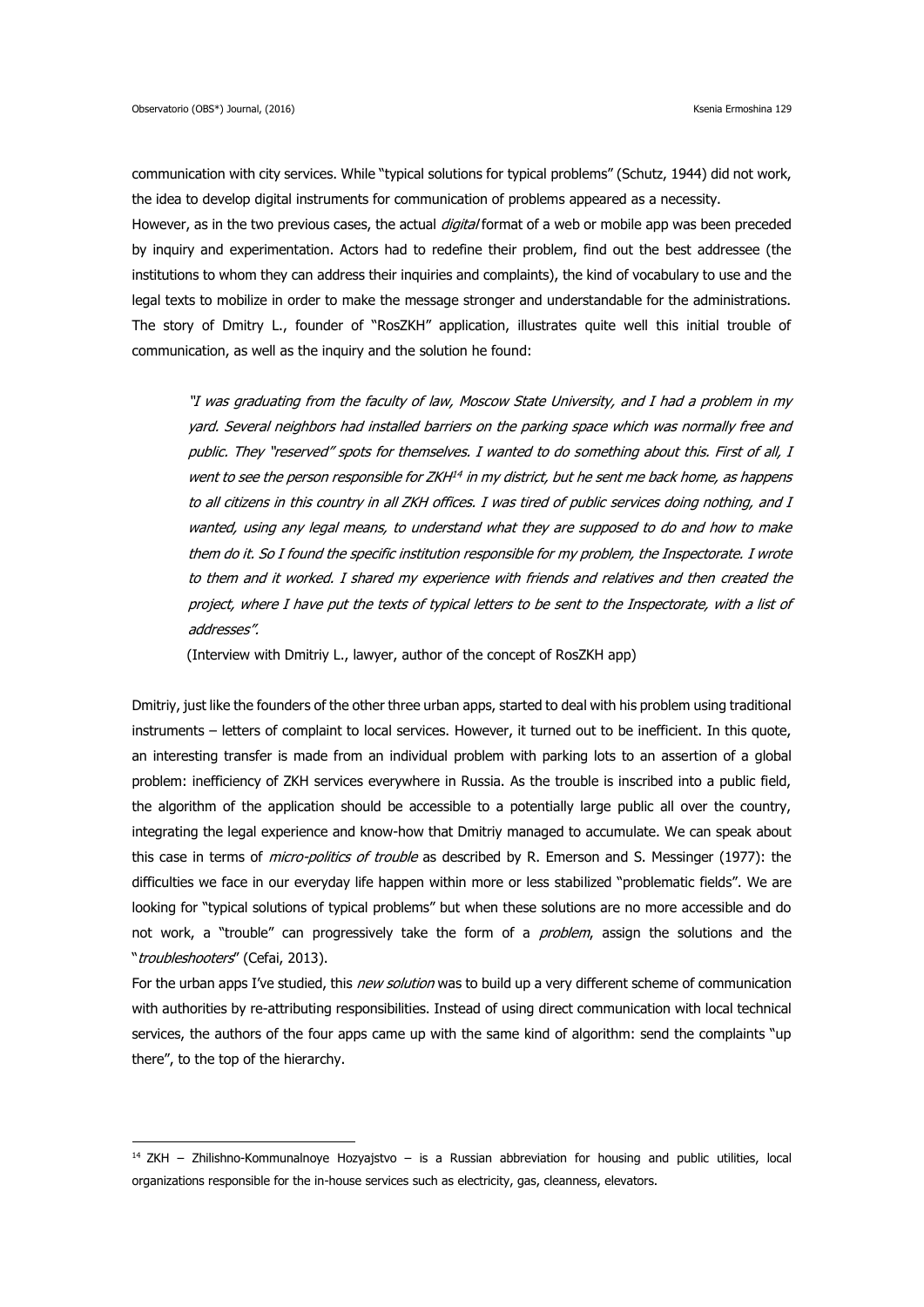communication with city services. While "typical solutions for typical problems" (Schutz, 1944) did not work, the idea to develop digital instruments for communication of problems appeared as a necessity.

However, as in the two previous cases, the actual *digital* format of a web or mobile app was been preceded by inquiry and experimentation. Actors had to redefine their problem, find out the best addressee (the institutions to whom they can address their inquiries and complaints), the kind of vocabulary to use and the legal texts to mobilize in order to make the message stronger and understandable for the administrations. The story of Dmitry L., founder of "RosZKH" application, illustrates quite well this initial trouble of communication, as well as the inquiry and the solution he found:

> *"I was graduating from the faculty of law, Moscow State University, and I had a problem in my yard. Several neighbors had installed barriers on the parking space which was normally free and public. They "reserved" spots for themselves. I wanted to do something about this. First of all, I went to see the person responsible for ZKH[14] in my district, but he sent me back home, as happens to all citizens in this country in all ZKH offices. I was tired of public services doing nothing, and I wanted, using any legal means, to understand what they are supposed to do and how to make them do it. So I found the specific institution responsible for my problem, the Inspectorate. I wrote to them and it worked. I shared my experience with friends and relatives and then created the project, where I have put the texts of typical letters to be sent to the Inspectorate, with a list of addresses".*
>
> (Interview with Dmitriy L., lawyer, author of the concept of RosZKH app)

Dmitriy, just like the founders of the other three urban apps, started to deal with his problem using traditional instruments – letters of complaint to local services. However, it turned out to be inefficient. In this quote, an interesting transfer is made from an individual problem with parking lots to an assertion of a global problem: inefficiency of ZKH services everywhere in Russia. As the trouble is inscribed into a public field, the algorithm of the application should be accessible to a potentially large public all over the country, integrating the legal experience and know-how that Dmitriy managed to accumulate. We can speak about this case in terms of *micro-politics of trouble* as described by R. Emerson and S. Messinger (1977): the difficulties we face in our everyday life happen within more or less stabilized "problematic fields". We are looking for "typical solutions of typical problems" but when these solutions are no more accessible and do not work, a "trouble" can progressively take the form of a *problem*, assign the solutions and the "*troubleshooters*" (Cefai, 2013).

For the urban apps I've studied, this *new solution* was to build up a very different scheme of communication with authorities by re-attributing responsibilities. Instead of using direct communication with local technical services, the authors of the four apps came up with the same kind of algorithm: send the complaints "up there", to the top of the hierarchy.

---

[14] ZKH – Zhilishno-Kommunalnoye Hozyajstvo – is a Russian abbreviation for housing and public utilities, local organizations responsible for the in-house services such as electricity, gas, cleanness, elevators.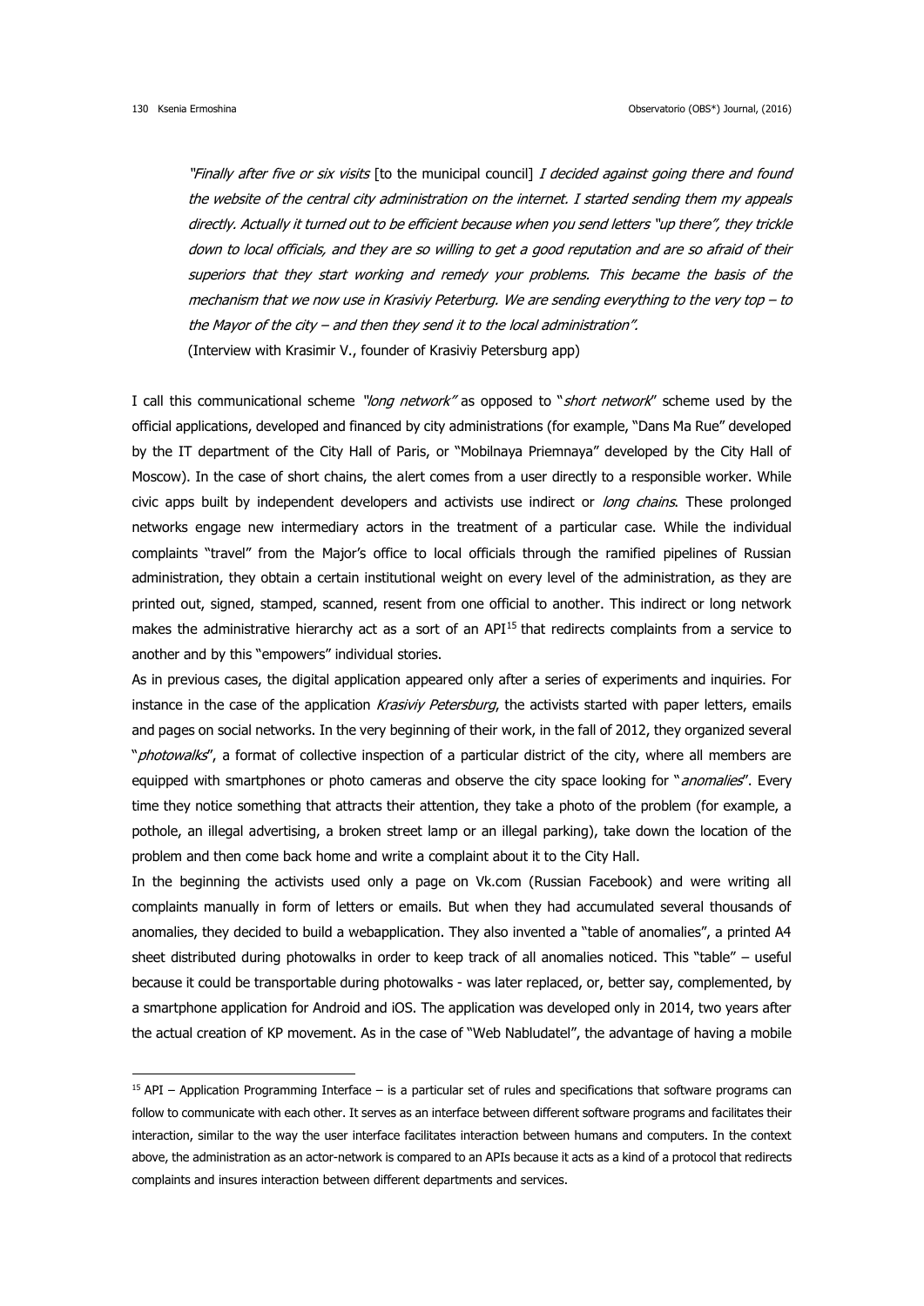*"Finally after five or six visits* [to the municipal council] *I decided against going there and found the website of the central city administration on the internet. I started sending them my appeals directly. Actually it turned out to be efficient because when you send letters "up there", they trickle down to local officials, and they are so willing to get a good reputation and are so afraid of their superiors that they start working and remedy your problems. This became the basis of the mechanism that we now use in Krasiviy Peterburg. We are sending everything to the very top – to the Mayor of the city – and then they send it to the local administration".*
(Interview with Krasimir V., founder of Krasiviy Petersburg app)

I call this communicational scheme *"long network"* as opposed to "*short network*" scheme used by the official applications, developed and financed by city administrations (for example, "Dans Ma Rue" developed by the IT department of the City Hall of Paris, or "Mobilnaya Priemnaya" developed by the City Hall of Moscow). In the case of short chains, the alert comes from a user directly to a responsible worker. While civic apps built by independent developers and activists use indirect or *long chains*. These prolonged networks engage new intermediary actors in the treatment of a particular case. While the individual complaints "travel" from the Major's office to local officials through the ramified pipelines of Russian administration, they obtain a certain institutional weight on every level of the administration, as they are printed out, signed, stamped, scanned, resent from one official to another. This indirect or long network makes the administrative hierarchy act as a sort of an API[15] that redirects complaints from a service to another and by this "empowers" individual stories.

As in previous cases, the digital application appeared only after a series of experiments and inquiries. For instance in the case of the application *Krasiviy Petersburg*, the activists started with paper letters, emails and pages on social networks. In the very beginning of their work, in the fall of 2012, they organized several "*photowalks*", a format of collective inspection of a particular district of the city, where all members are equipped with smartphones or photo cameras and observe the city space looking for "*anomalies*". Every time they notice something that attracts their attention, they take a photo of the problem (for example, a pothole, an illegal advertising, a broken street lamp or an illegal parking), take down the location of the problem and then come back home and write a complaint about it to the City Hall.

In the beginning the activists used only a page on Vk.com (Russian Facebook) and were writing all complaints manually in form of letters or emails. But when they had accumulated several thousands of anomalies, they decided to build a webapplication. They also invented a "table of anomalies", a printed A4 sheet distributed during photowalks in order to keep track of all anomalies noticed. This "table" – useful because it could be transportable during photowalks - was later replaced, or, better say, complemented, by a smartphone application for Android and iOS. The application was developed only in 2014, two years after the actual creation of KP movement. As in the case of "Web Nabludatel", the advantage of having a mobile

[15] API – Application Programming Interface – is a particular set of rules and specifications that software programs can follow to communicate with each other. It serves as an interface between different software programs and facilitates their interaction, similar to the way the user interface facilitates interaction between humans and computers. In the context above, the administration as an actor-network is compared to an APIs because it acts as a kind of a protocol that redirects complaints and insures interaction between different departments and services.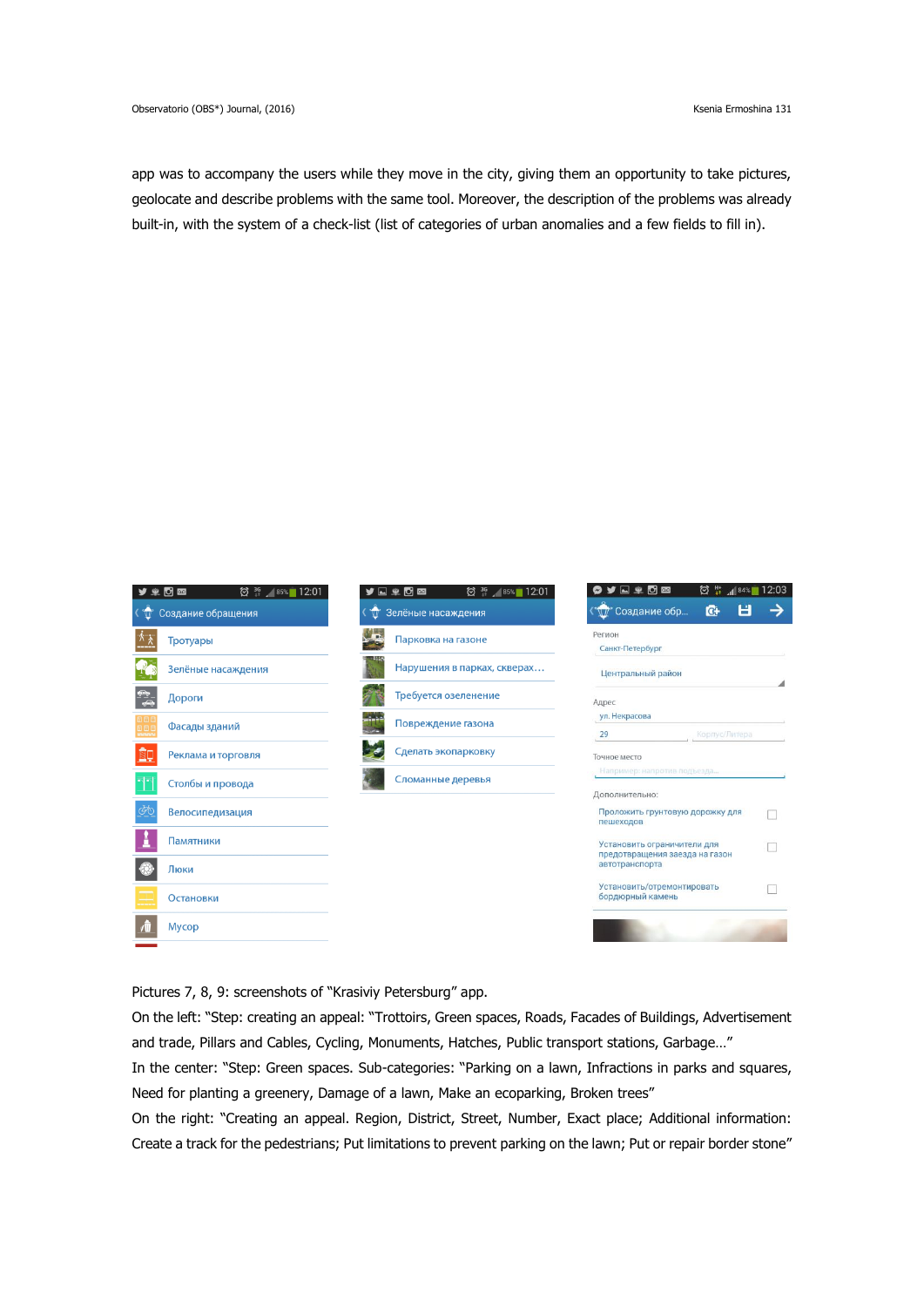app was to accompany the users while they move in the city, giving them an opportunity to take pictures, geolocate and describe problems with the same tool. Moreover, the description of the problems was already built-in, with the system of a check-list (list of categories of urban anomalies and a few fields to fill in).

Pictures 7, 8, 9: screenshots of "Krasiviy Petersburg" app.

On the left: "Step: creating an appeal: "Trottoirs, Green spaces, Roads, Facades of Buildings, Advertisement and trade, Pillars and Cables, Cycling, Monuments, Hatches, Public transport stations, Garbage…"

In the center: "Step: Green spaces. Sub-categories: "Parking on a lawn, Infractions in parks and squares, Need for planting a greenery, Damage of a lawn, Make an ecoparking, Broken trees"

On the right: "Creating an appeal. Region, District, Street, Number, Exact place; Additional information: Create a track for the pedestrians; Put limitations to prevent parking on the lawn; Put or repair border stone"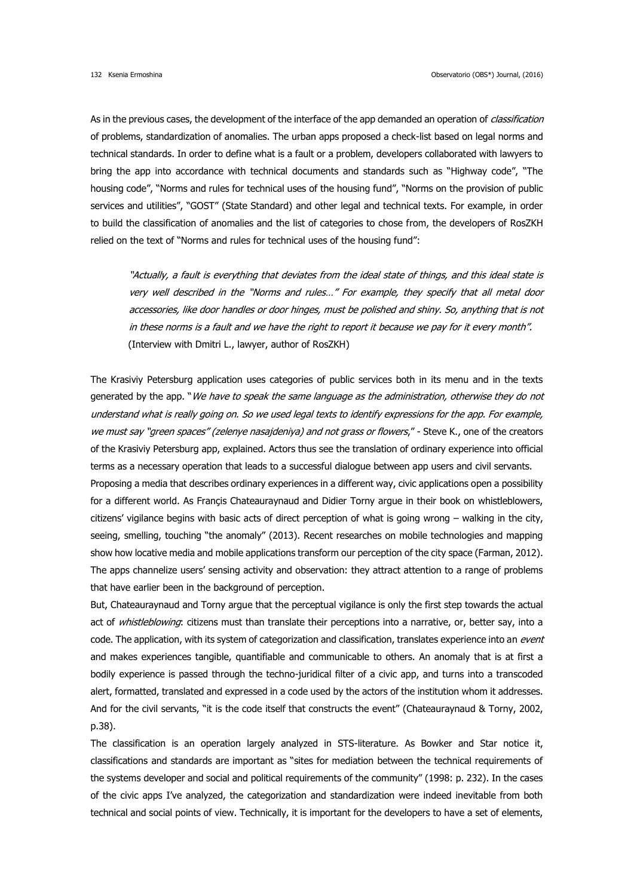As in the previous cases, the development of the interface of the app demanded an operation of *classification* of problems, standardization of anomalies. The urban apps proposed a check-list based on legal norms and technical standards. In order to define what is a fault or a problem, developers collaborated with lawyers to bring the app into accordance with technical documents and standards such as "Highway code", "The housing code", "Norms and rules for technical uses of the housing fund", "Norms on the provision of public services and utilities", "GOST" (State Standard) and other legal and technical texts. For example, in order to build the classification of anomalies and the list of categories to chose from, the developers of RosZKH relied on the text of "Norms and rules for technical uses of the housing fund":

> *"Actually, a fault is everything that deviates from the ideal state of things, and this ideal state is very well described in the "Norms and rules…" For example, they specify that all metal door accessories, like door handles or door hinges, must be polished and shiny. So, anything that is not in these norms is a fault and we have the right to report it because we pay for it every month".*
> (Interview with Dmitri L., lawyer, author of RosZKH)

The Krasiviy Petersburg application uses categories of public services both in its menu and in the texts generated by the app. "*We have to speak the same language as the administration, otherwise they do not understand what is really going on. So we used legal texts to identify expressions for the app. For example, we must say "green spaces" (zelenye nasajdeniya) and not grass or flowers*," - Steve K., one of the creators of the Krasiviy Petersburg app, explained. Actors thus see the translation of ordinary experience into official terms as a necessary operation that leads to a successful dialogue between app users and civil servants.

Proposing a media that describes ordinary experiences in a different way, civic applications open a possibility for a different world. As Françis Chateauraynaud and Didier Torny argue in their book on whistleblowers, citizens' vigilance begins with basic acts of direct perception of what is going wrong – walking in the city, seeing, smelling, touching "the anomaly" (2013). Recent researches on mobile technologies and mapping show how locative media and mobile applications transform our perception of the city space (Farman, 2012). The apps channelize users' sensing activity and observation: they attract attention to a range of problems that have earlier been in the background of perception.

But, Chateauraynaud and Torny argue that the perceptual vigilance is only the first step towards the actual act of *whistleblowing*: citizens must than translate their perceptions into a narrative, or, better say, into a code. The application, with its system of categorization and classification, translates experience into an *event* and makes experiences tangible, quantifiable and communicable to others. An anomaly that is at first a bodily experience is passed through the techno-juridical filter of a civic app, and turns into a transcoded alert, formatted, translated and expressed in a code used by the actors of the institution whom it addresses. And for the civil servants, "it is the code itself that constructs the event" (Chateauraynaud & Torny, 2002, p.38).

The classification is an operation largely analyzed in STS-literature. As Bowker and Star notice it, classifications and standards are important as "sites for mediation between the technical requirements of the systems developer and social and political requirements of the community" (1998: p. 232). In the cases of the civic apps I've analyzed, the categorization and standardization were indeed inevitable from both technical and social points of view. Technically, it is important for the developers to have a set of elements,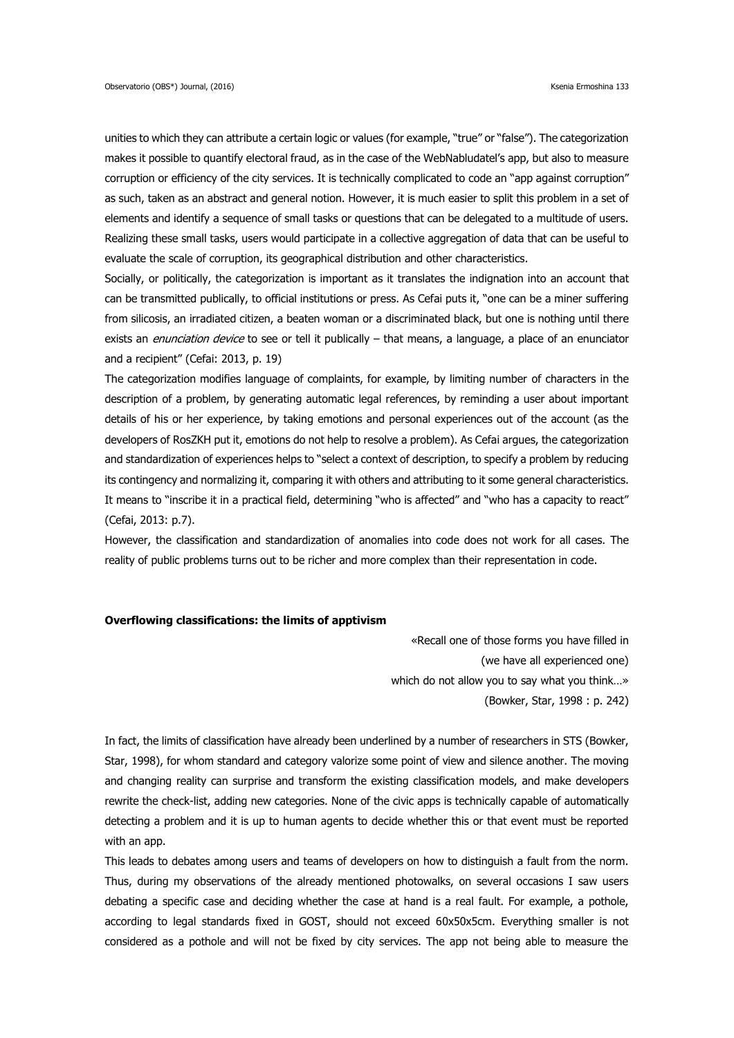unities to which they can attribute a certain logic or values (for example, "true" or "false"). The categorization makes it possible to quantify electoral fraud, as in the case of the WebNabludatel's app, but also to measure corruption or efficiency of the city services. It is technically complicated to code an "app against corruption" as such, taken as an abstract and general notion. However, it is much easier to split this problem in a set of elements and identify a sequence of small tasks or questions that can be delegated to a multitude of users. Realizing these small tasks, users would participate in a collective aggregation of data that can be useful to evaluate the scale of corruption, its geographical distribution and other characteristics.

Socially, or politically, the categorization is important as it translates the indignation into an account that can be transmitted publically, to official institutions or press. As Cefai puts it, "one can be a miner suffering from silicosis, an irradiated citizen, a beaten woman or a discriminated black, but one is nothing until there exists an *enunciation device* to see or tell it publically – that means, a language, a place of an enunciator and a recipient" (Cefai: 2013, p. 19)

The categorization modifies language of complaints, for example, by limiting number of characters in the description of a problem, by generating automatic legal references, by reminding a user about important details of his or her experience, by taking emotions and personal experiences out of the account (as the developers of RosZKH put it, emotions do not help to resolve a problem). As Cefai argues, the categorization and standardization of experiences helps to "select a context of description, to specify a problem by reducing its contingency and normalizing it, comparing it with others and attributing to it some general characteristics. It means to "inscribe it in a practical field, determining "who is affected" and "who has a capacity to react" (Cefai, 2013: p.7).

However, the classification and standardization of anomalies into code does not work for all cases. The reality of public problems turns out to be richer and more complex than their representation in code.

### Overflowing classifications: the limits of apptivism

> «Recall one of those forms you have filled in
> (we have all experienced one)
> which do not allow you to say what you think…»
> (Bowker, Star, 1998 : p. 242)

In fact, the limits of classification have already been underlined by a number of researchers in STS (Bowker, Star, 1998), for whom standard and category valorize some point of view and silence another. The moving and changing reality can surprise and transform the existing classification models, and make developers rewrite the check-list, adding new categories. None of the civic apps is technically capable of automatically detecting a problem and it is up to human agents to decide whether this or that event must be reported with an app.

This leads to debates among users and teams of developers on how to distinguish a fault from the norm. Thus, during my observations of the already mentioned photowalks, on several occasions I saw users debating a specific case and deciding whether the case at hand is a real fault. For example, a pothole, according to legal standards fixed in GOST, should not exceed 60x50x5cm. Everything smaller is not considered as a pothole and will not be fixed by city services. The app not being able to measure the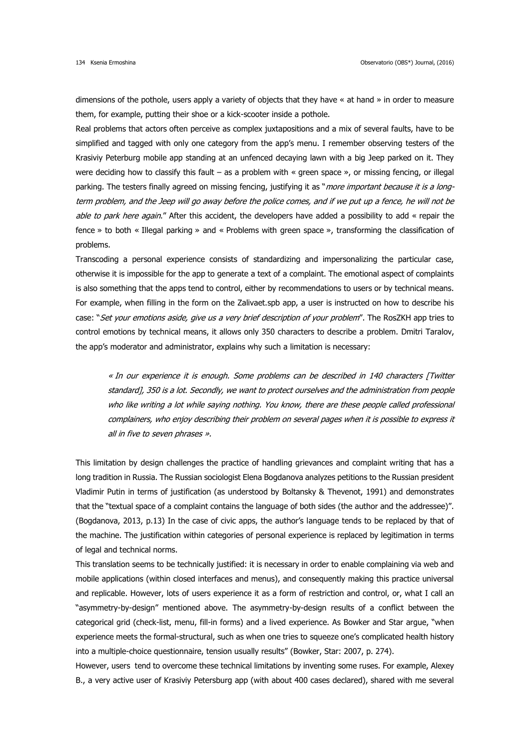dimensions of the pothole, users apply a variety of objects that they have « at hand » in order to measure them, for example, putting their shoe or a kick-scooter inside a pothole.

Real problems that actors often perceive as complex juxtapositions and a mix of several faults, have to be simplified and tagged with only one category from the app's menu. I remember observing testers of the Krasiviy Peterburg mobile app standing at an unfenced decaying lawn with a big Jeep parked on it. They were deciding how to classify this fault – as a problem with « green space », or missing fencing, or illegal parking. The testers finally agreed on missing fencing, justifying it as "*more important because it is a long-term problem, and the Jeep will go away before the police comes, and if we put up a fence, he will not be able to park here again*." After this accident, the developers have added a possibility to add « repair the fence » to both « Illegal parking » and « Problems with green space », transforming the classification of problems.

Transcoding a personal experience consists of standardizing and impersonalizing the particular case, otherwise it is impossible for the app to generate a text of a complaint. The emotional aspect of complaints is also something that the apps tend to control, either by recommendations to users or by technical means. For example, when filling in the form on the Zalivaet.spb app, a user is instructed on how to describe his case: "*Set your emotions aside, give us a very brief description of your problem*". The RosZKH app tries to control emotions by technical means, it allows only 350 characters to describe a problem. Dmitri Taralov, the app's moderator and administrator, explains why such a limitation is necessary:

> *« In our experience it is enough. Some problems can be described in 140 characters [Twitter standard], 350 is a lot. Secondly, we want to protect ourselves and the administration from people who like writing a lot while saying nothing. You know, there are these people called professional complainers, who enjoy describing their problem on several pages when it is possible to express it all in five to seven phrases ».*

This limitation by design challenges the practice of handling grievances and complaint writing that has a long tradition in Russia. The Russian sociologist Elena Bogdanova analyzes petitions to the Russian president Vladimir Putin in terms of justification (as understood by Boltansky & Thevenot, 1991) and demonstrates that the "textual space of a complaint contains the language of both sides (the author and the addressee)". (Bogdanova, 2013, p.13) In the case of civic apps, the author's language tends to be replaced by that of the machine. The justification within categories of personal experience is replaced by legitimation in terms of legal and technical norms.

This translation seems to be technically justified: it is necessary in order to enable complaining via web and mobile applications (within closed interfaces and menus), and consequently making this practice universal and replicable. However, lots of users experience it as a form of restriction and control, or, what I call an "asymmetry-by-design" mentioned above. The asymmetry-by-design results of a conflict between the categorical grid (check-list, menu, fill-in forms) and a lived experience. As Bowker and Star argue, "when experience meets the formal-structural, such as when one tries to squeeze one's complicated health history into a multiple-choice questionnaire, tension usually results" (Bowker, Star: 2007, p. 274).

However, users tend to overcome these technical limitations by inventing some ruses. For example, Alexey B., a very active user of Krasiviy Petersburg app (with about 400 cases declared), shared with me several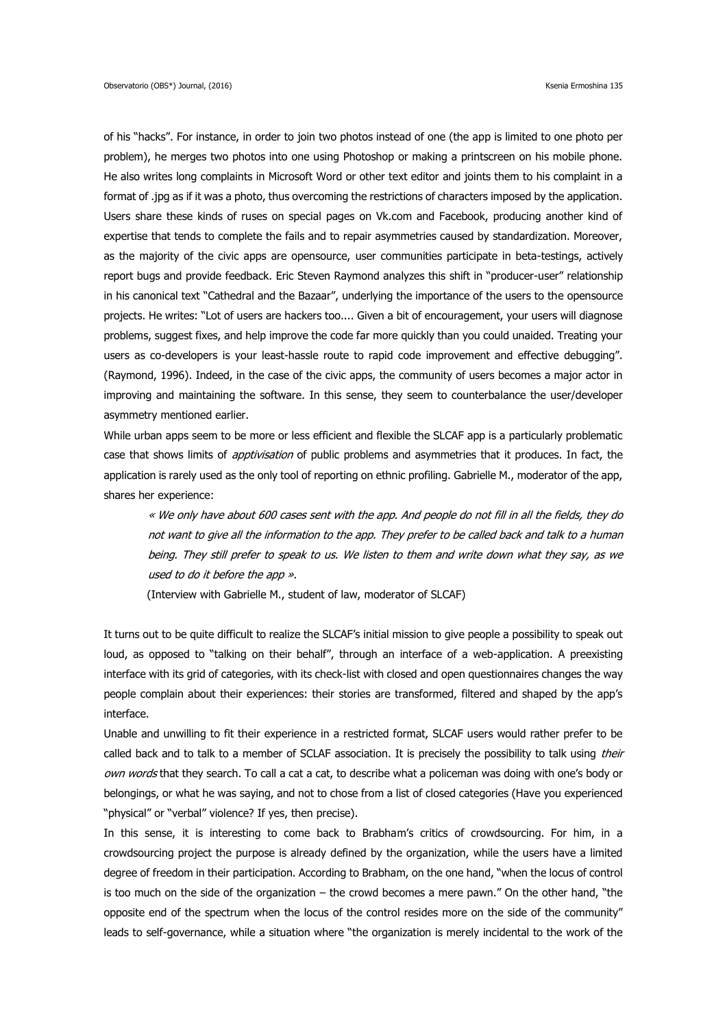of his "hacks". For instance, in order to join two photos instead of one (the app is limited to one photo per problem), he merges two photos into one using Photoshop or making a printscreen on his mobile phone. He also writes long complaints in Microsoft Word or other text editor and joints them to his complaint in a format of .jpg as if it was a photo, thus overcoming the restrictions of characters imposed by the application. Users share these kinds of ruses on special pages on Vk.com and Facebook, producing another kind of expertise that tends to complete the fails and to repair asymmetries caused by standardization. Moreover, as the majority of the civic apps are opensource, user communities participate in beta-testings, actively report bugs and provide feedback. Eric Steven Raymond analyzes this shift in "producer-user" relationship in his canonical text "Cathedral and the Bazaar", underlying the importance of the users to the opensource projects. He writes: "Lot of users are hackers too.... Given a bit of encouragement, your users will diagnose problems, suggest fixes, and help improve the code far more quickly than you could unaided. Treating your users as co-developers is your least-hassle route to rapid code improvement and effective debugging". (Raymond, 1996). Indeed, in the case of the civic apps, the community of users becomes a major actor in improving and maintaining the software. In this sense, they seem to counterbalance the user/developer asymmetry mentioned earlier.

While urban apps seem to be more or less efficient and flexible the SLCAF app is a particularly problematic case that shows limits of *apptivisation* of public problems and asymmetries that it produces. In fact, the application is rarely used as the only tool of reporting on ethnic profiling. Gabrielle M., moderator of the app, shares her experience:

> *« We only have about 600 cases sent with the app. And people do not fill in all the fields, they do not want to give all the information to the app. They prefer to be called back and talk to a human being. They still prefer to speak to us. We listen to them and write down what they say, as we used to do it before the app ».*
>
> (Interview with Gabrielle M., student of law, moderator of SLCAF)

It turns out to be quite difficult to realize the SLCAF's initial mission to give people a possibility to speak out loud, as opposed to "talking on their behalf", through an interface of a web-application. A preexisting interface with its grid of categories, with its check-list with closed and open questionnaires changes the way people complain about their experiences: their stories are transformed, filtered and shaped by the app's interface.

Unable and unwilling to fit their experience in a restricted format, SLCAF users would rather prefer to be called back and to talk to a member of SCLAF association. It is precisely the possibility to talk using *their own words* that they search. To call a cat a cat, to describe what a policeman was doing with one's body or belongings, or what he was saying, and not to chose from a list of closed categories (Have you experienced "physical" or "verbal" violence? If yes, then precise).

In this sense, it is interesting to come back to Brabham's critics of crowdsourcing. For him, in a crowdsourcing project the purpose is already defined by the organization, while the users have a limited degree of freedom in their participation. According to Brabham, on the one hand, "when the locus of control is too much on the side of the organization – the crowd becomes a mere pawn." On the other hand, "the opposite end of the spectrum when the locus of the control resides more on the side of the community" leads to self-governance, while a situation where "the organization is merely incidental to the work of the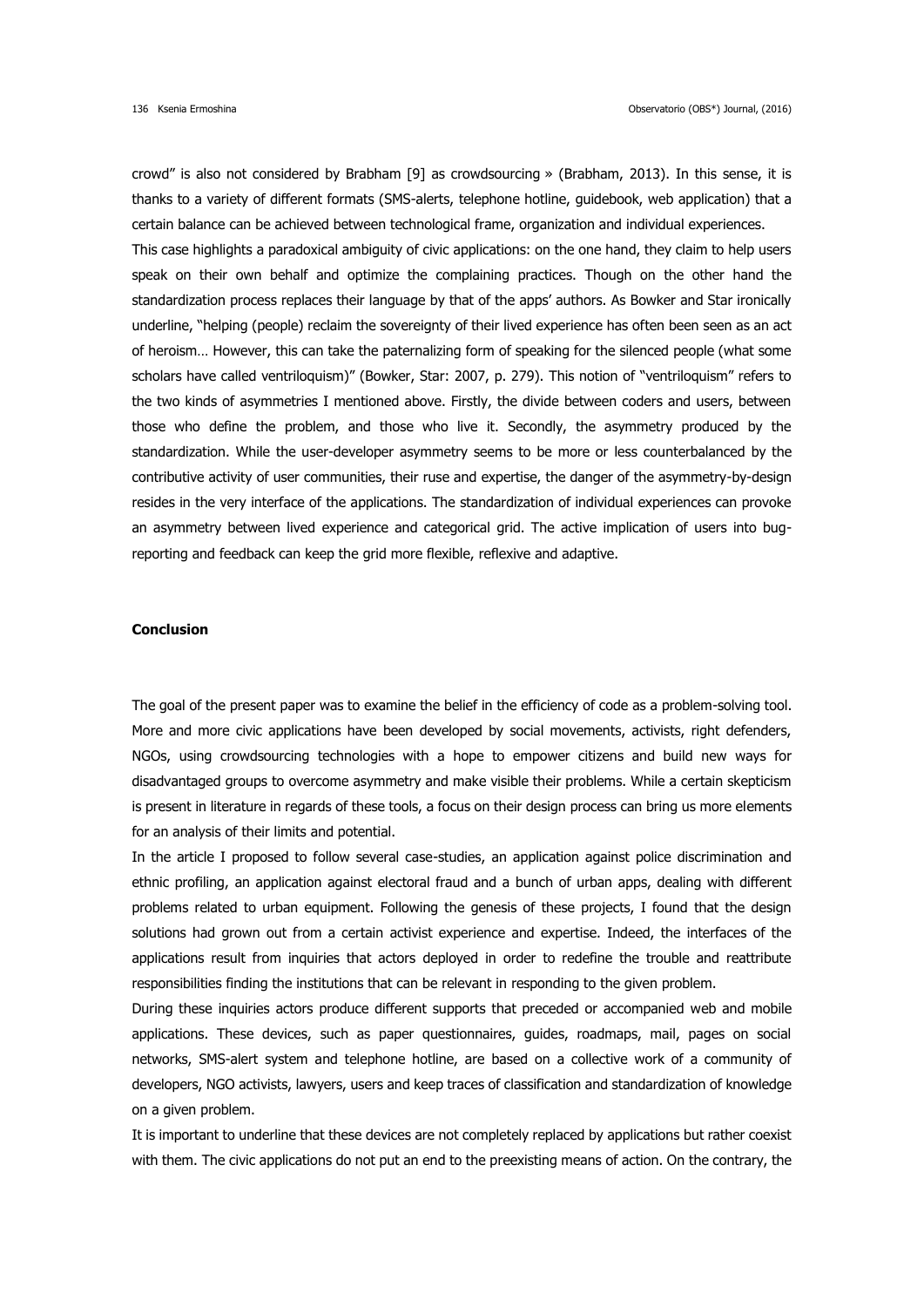crowd" is also not considered by Brabham [9] as crowdsourcing » (Brabham, 2013). In this sense, it is thanks to a variety of different formats (SMS-alerts, telephone hotline, guidebook, web application) that a certain balance can be achieved between technological frame, organization and individual experiences.

This case highlights a paradoxical ambiguity of civic applications: on the one hand, they claim to help users speak on their own behalf and optimize the complaining practices. Though on the other hand the standardization process replaces their language by that of the apps' authors. As Bowker and Star ironically underline, "helping (people) reclaim the sovereignty of their lived experience has often been seen as an act of heroism… However, this can take the paternalizing form of speaking for the silenced people (what some scholars have called ventriloquism)" (Bowker, Star: 2007, p. 279). This notion of "ventriloquism" refers to the two kinds of asymmetries I mentioned above. Firstly, the divide between coders and users, between those who define the problem, and those who live it. Secondly, the asymmetry produced by the standardization. While the user-developer asymmetry seems to be more or less counterbalanced by the contributive activity of user communities, their ruse and expertise, the danger of the asymmetry-by-design resides in the very interface of the applications. The standardization of individual experiences can provoke an asymmetry between lived experience and categorical grid. The active implication of users into bug-reporting and feedback can keep the grid more flexible, reflexive and adaptive.

## Conclusion

The goal of the present paper was to examine the belief in the efficiency of code as a problem-solving tool. More and more civic applications have been developed by social movements, activists, right defenders, NGOs, using crowdsourcing technologies with a hope to empower citizens and build new ways for disadvantaged groups to overcome asymmetry and make visible their problems. While a certain skepticism is present in literature in regards of these tools, a focus on their design process can bring us more elements for an analysis of their limits and potential.

In the article I proposed to follow several case-studies, an application against police discrimination and ethnic profiling, an application against electoral fraud and a bunch of urban apps, dealing with different problems related to urban equipment. Following the genesis of these projects, I found that the design solutions had grown out from a certain activist experience and expertise. Indeed, the interfaces of the applications result from inquiries that actors deployed in order to redefine the trouble and reattribute responsibilities finding the institutions that can be relevant in responding to the given problem.

During these inquiries actors produce different supports that preceded or accompanied web and mobile applications. These devices, such as paper questionnaires, guides, roadmaps, mail, pages on social networks, SMS-alert system and telephone hotline, are based on a collective work of a community of developers, NGO activists, lawyers, users and keep traces of classification and standardization of knowledge on a given problem.

It is important to underline that these devices are not completely replaced by applications but rather coexist with them. The civic applications do not put an end to the preexisting means of action. On the contrary, the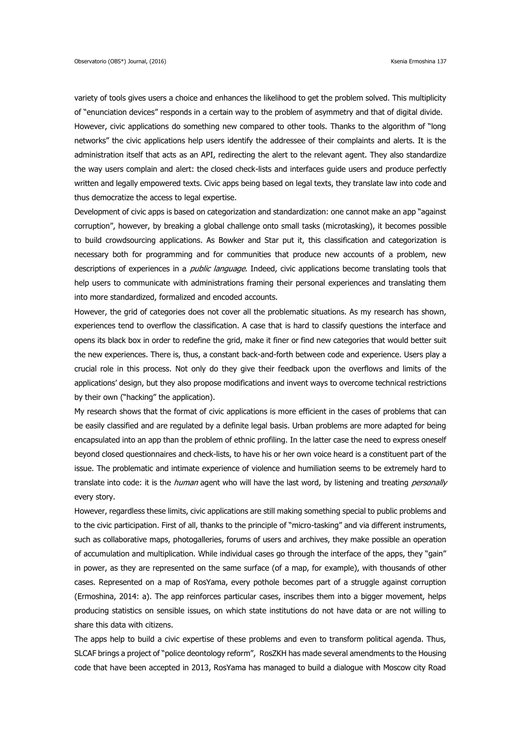variety of tools gives users a choice and enhances the likelihood to get the problem solved. This multiplicity of "enunciation devices" responds in a certain way to the problem of asymmetry and that of digital divide. However, civic applications do something new compared to other tools. Thanks to the algorithm of "long networks" the civic applications help users identify the addressee of their complaints and alerts. It is the administration itself that acts as an API, redirecting the alert to the relevant agent. They also standardize the way users complain and alert: the closed check-lists and interfaces guide users and produce perfectly written and legally empowered texts. Civic apps being based on legal texts, they translate law into code and thus democratize the access to legal expertise.

Development of civic apps is based on categorization and standardization: one cannot make an app "against corruption", however, by breaking a global challenge onto small tasks (microtasking), it becomes possible to build crowdsourcing applications. As Bowker and Star put it, this classification and categorization is necessary both for programming and for communities that produce new accounts of a problem, new descriptions of experiences in a *public language*. Indeed, civic applications become translating tools that help users to communicate with administrations framing their personal experiences and translating them into more standardized, formalized and encoded accounts.

However, the grid of categories does not cover all the problematic situations. As my research has shown, experiences tend to overflow the classification. A case that is hard to classify questions the interface and opens its black box in order to redefine the grid, make it finer or find new categories that would better suit the new experiences. There is, thus, a constant back-and-forth between code and experience. Users play a crucial role in this process. Not only do they give their feedback upon the overflows and limits of the applications' design, but they also propose modifications and invent ways to overcome technical restrictions by their own ("hacking" the application).

My research shows that the format of civic applications is more efficient in the cases of problems that can be easily classified and are regulated by a definite legal basis. Urban problems are more adapted for being encapsulated into an app than the problem of ethnic profiling. In the latter case the need to express oneself beyond closed questionnaires and check-lists, to have his or her own voice heard is a constituent part of the issue. The problematic and intimate experience of violence and humiliation seems to be extremely hard to translate into code: it is the *human* agent who will have the last word, by listening and treating *personally* every story.

However, regardless these limits, civic applications are still making something special to public problems and to the civic participation. First of all, thanks to the principle of "micro-tasking" and via different instruments, such as collaborative maps, photogalleries, forums of users and archives, they make possible an operation of accumulation and multiplication. While individual cases go through the interface of the apps, they "gain" in power, as they are represented on the same surface (of a map, for example), with thousands of other cases. Represented on a map of RosYama, every pothole becomes part of a struggle against corruption (Ermoshina, 2014: a). The app reinforces particular cases, inscribes them into a bigger movement, helps producing statistics on sensible issues, on which state institutions do not have data or are not willing to share this data with citizens.

The apps help to build a civic expertise of these problems and even to transform political agenda. Thus, SLCAF brings a project of "police deontology reform", RosZKH has made several amendments to the Housing code that have been accepted in 2013, RosYama has managed to build a dialogue with Moscow city Road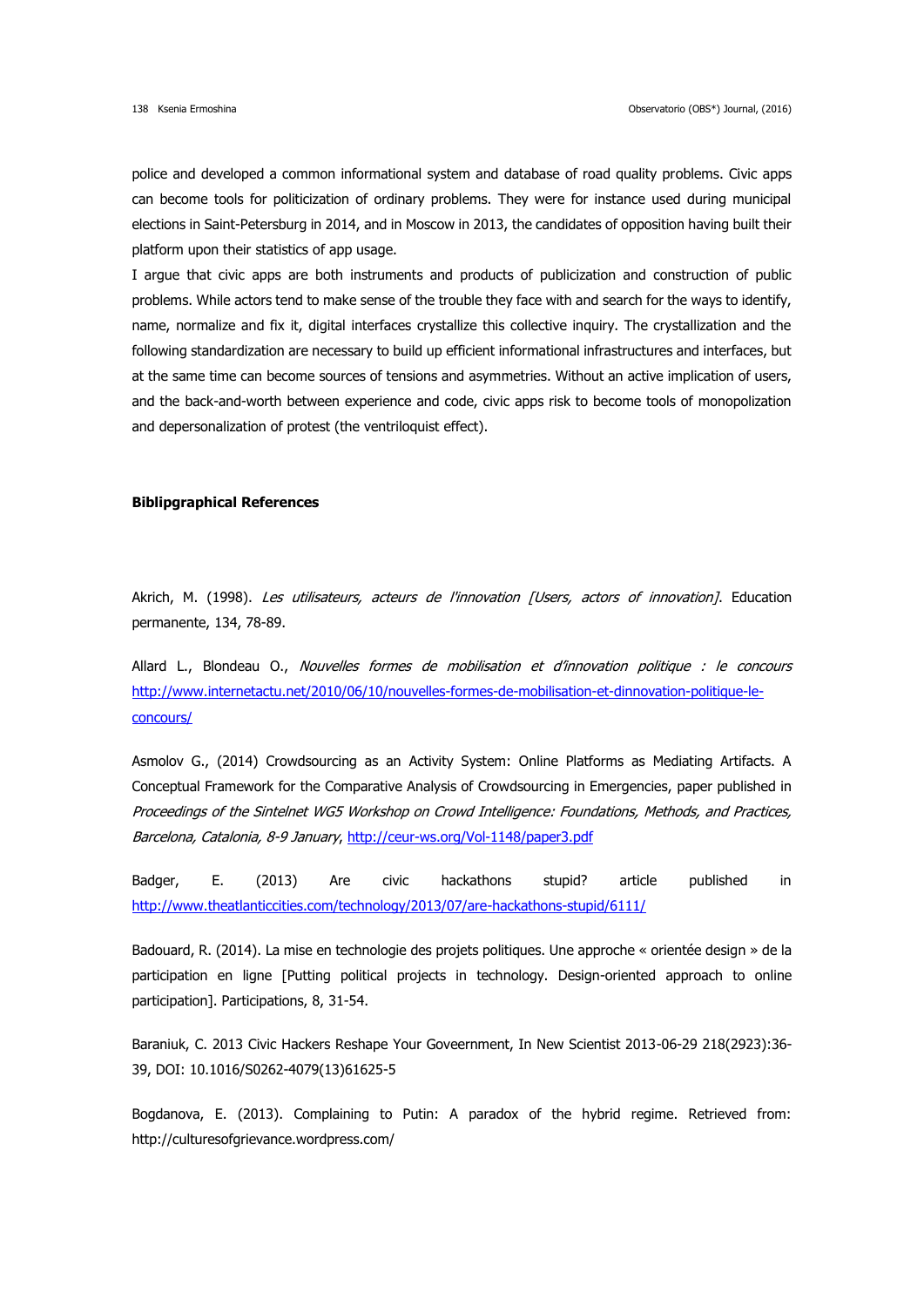police and developed a common informational system and database of road quality problems. Civic apps can become tools for politicization of ordinary problems. They were for instance used during municipal elections in Saint-Petersburg in 2014, and in Moscow in 2013, the candidates of opposition having built their platform upon their statistics of app usage.

I argue that civic apps are both instruments and products of publicization and construction of public problems. While actors tend to make sense of the trouble they face with and search for the ways to identify, name, normalize and fix it, digital interfaces crystallize this collective inquiry. The crystallization and the following standardization are necessary to build up efficient informational infrastructures and interfaces, but at the same time can become sources of tensions and asymmetries. Without an active implication of users, and the back-and-worth between experience and code, civic apps risk to become tools of monopolization and depersonalization of protest (the ventriloquist effect).

## Biblipgraphical References

Akrich, M. (1998). *Les utilisateurs, acteurs de l'innovation [Users, actors of innovation]*. Education permanente, 134, 78-89.

Allard L., Blondeau O., *Nouvelles formes de mobilisation et d'innovation politique : le concours* http://www.internetactu.net/2010/06/10/nouvelles-formes-de-mobilisation-et-dinnovation-politique-le-concours/

Asmolov G., (2014) Crowdsourcing as an Activity System: Online Platforms as Mediating Artifacts. A Conceptual Framework for the Comparative Analysis of Crowdsourcing in Emergencies, paper published in *Proceedings of the Sintelnet WG5 Workshop on Crowd Intelligence: Foundations, Methods, and Practices, Barcelona, Catalonia, 8-9 January*, http://ceur-ws.org/Vol-1148/paper3.pdf

Badger, E. (2013) Are civic hackathons stupid? article published in http://www.theatlanticcities.com/technology/2013/07/are-hackathons-stupid/6111/

Badouard, R. (2014). La mise en technologie des projets politiques. Une approche « orientée design » de la participation en ligne [Putting political projects in technology. Design-oriented approach to online participation]. Participations, 8, 31-54.

Baraniuk, C. 2013 Civic Hackers Reshape Your Goveernment, In New Scientist 2013-06-29 218(2923):36-39, DOI: 10.1016/S0262-4079(13)61625-5

Bogdanova, E. (2013). Complaining to Putin: A paradox of the hybrid regime. Retrieved from: http://culturesofgrievance.wordpress.com/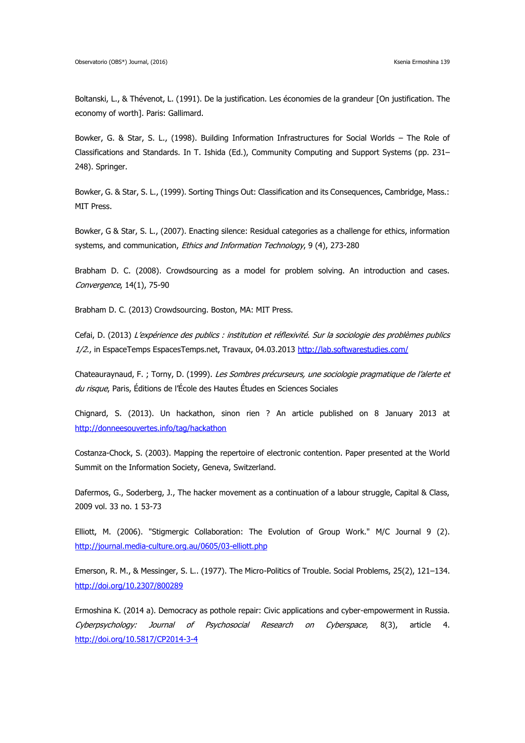Boltanski, L., & Thévenot, L. (1991). De la justification. Les économies de la grandeur [On justification. The economy of worth]. Paris: Gallimard.

Bowker, G. & Star, S. L., (1998). Building Information Infrastructures for Social Worlds – The Role of Classifications and Standards. In T. Ishida (Ed.), Community Computing and Support Systems (pp. 231–248). Springer.

Bowker, G. & Star, S. L., (1999). Sorting Things Out: Classification and its Consequences, Cambridge, Mass.: MIT Press.

Bowker, G & Star, S. L., (2007). Enacting silence: Residual categories as a challenge for ethics, information systems, and communication, *Ethics and Information Technology*, 9 (4), 273-280

Brabham D. C. (2008). Crowdsourcing as a model for problem solving. An introduction and cases. *Convergence*, 14(1), 75-90

Brabham D. C. (2013) Crowdsourcing. Boston, MA: MIT Press.

Cefai, D. (2013) *L'expérience des publics : institution et réflexivité. Sur la sociologie des problèmes publics 1/2.*, in EspaceTemps EspacesTemps.net, Travaux, 04.03.2013 http://lab.softwarestudies.com/

Chateauraynaud, F. ; Torny, D. (1999). *Les Sombres précurseurs, une sociologie pragmatique de l'alerte et du risque*, Paris, Éditions de l'École des Hautes Études en Sciences Sociales

Chignard, S. (2013). Un hackathon, sinon rien ? An article published on 8 January 2013 at http://donneesouvertes.info/tag/hackathon

Costanza-Chock, S. (2003). Mapping the repertoire of electronic contention. Paper presented at the World Summit on the Information Society, Geneva, Switzerland.

Dafermos, G., Soderberg, J., The hacker movement as a continuation of a labour struggle, Capital & Class, 2009 vol. 33 no. 1 53-73

Elliott, M. (2006). "Stigmergic Collaboration: The Evolution of Group Work." M/C Journal 9 (2). http://journal.media-culture.org.au/0605/03-elliott.php

Emerson, R. M., & Messinger, S. L.. (1977). The Micro-Politics of Trouble. Social Problems, 25(2), 121–134. http://doi.org/10.2307/800289

Ermoshina K. (2014 a). Democracy as pothole repair: Civic applications and cyber-empowerment in Russia. *Cyberpsychology: Journal of Psychosocial Research on Cyberspace*, 8(3), article 4. http://doi.org/10.5817/CP2014-3-4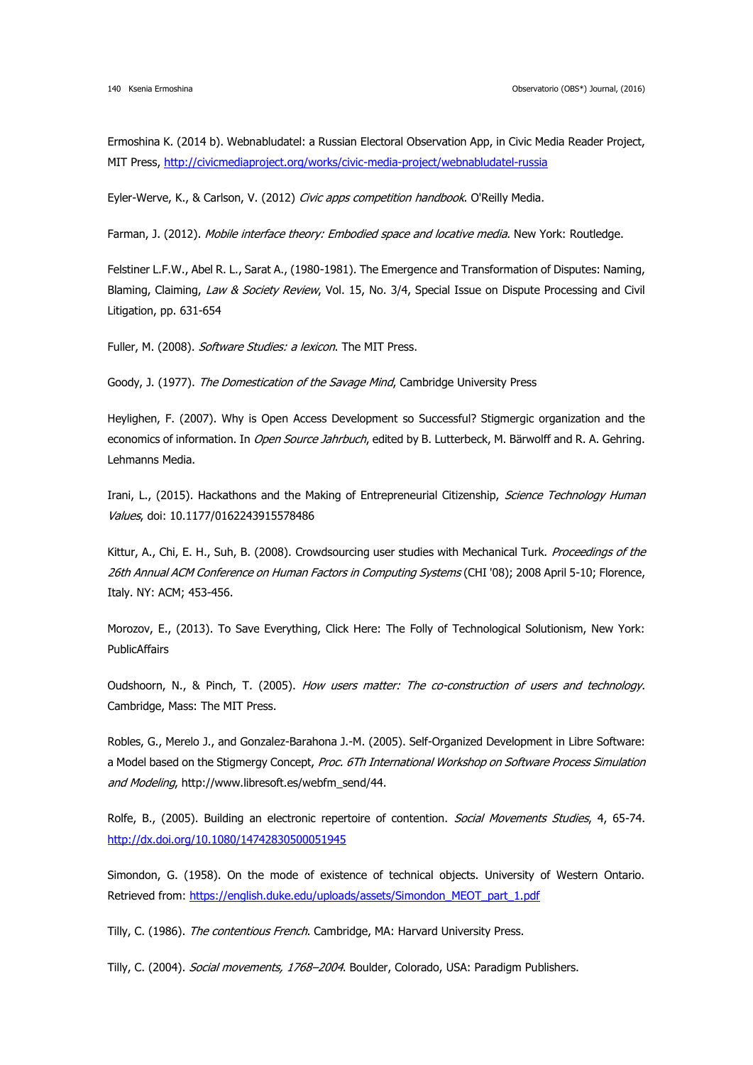Ermoshina K. (2014 b). Webnabludatel: a Russian Electoral Observation App, in Civic Media Reader Project, MIT Press, http://civicmediaproject.org/works/civic-media-project/webnabludatel-russia

Eyler-Werve, K., & Carlson, V. (2012) *Civic apps competition handbook*. O'Reilly Media.

Farman, J. (2012). *Mobile interface theory: Embodied space and locative media*. New York: Routledge.

Felstiner L.F.W., Abel R. L., Sarat A., (1980-1981). The Emergence and Transformation of Disputes: Naming, Blaming, Claiming, *Law & Society Review*, Vol. 15, No. 3/4, Special Issue on Dispute Processing and Civil Litigation, pp. 631-654

Fuller, M. (2008). *Software Studies: a lexicon*. The MIT Press.

Goody, J. (1977). *The Domestication of the Savage Mind*, Cambridge University Press

Heylighen, F. (2007). Why is Open Access Development so Successful? Stigmergic organization and the economics of information. In *Open Source Jahrbuch*, edited by B. Lutterbeck, M. Bärwolff and R. A. Gehring. Lehmanns Media.

Irani, L., (2015). Hackathons and the Making of Entrepreneurial Citizenship, *Science Technology Human Values*, doi: 10.1177/0162243915578486

Kittur, A., Chi, E. H., Suh, B. (2008). Crowdsourcing user studies with Mechanical Turk. *Proceedings of the 26th Annual ACM Conference on Human Factors in Computing Systems* (CHI '08); 2008 April 5-10; Florence, Italy. NY: ACM; 453-456.

Morozov, E., (2013). To Save Everything, Click Here: The Folly of Technological Solutionism, New York: PublicAffairs

Oudshoorn, N., & Pinch, T. (2005). *How users matter: The co-construction of users and technology*. Cambridge, Mass: The MIT Press.

Robles, G., Merelo J., and Gonzalez-Barahona J.-M. (2005). Self-Organized Development in Libre Software: a Model based on the Stigmergy Concept, *Proc. 6Th International Workshop on Software Process Simulation and Modeling*, http://www.libresoft.es/webfm_send/44.

Rolfe, B., (2005). Building an electronic repertoire of contention. *Social Movements Studies*, 4, 65-74. http://dx.doi.org/10.1080/14742830500051945

Simondon, G. (1958). On the mode of existence of technical objects. University of Western Ontario. Retrieved from: https://english.duke.edu/uploads/assets/Simondon_MEOT_part_1.pdf

Tilly, C. (1986). *The contentious French*. Cambridge, MA: Harvard University Press.

Tilly, C. (2004). *Social movements, 1768–2004*. Boulder, Colorado, USA: Paradigm Publishers.